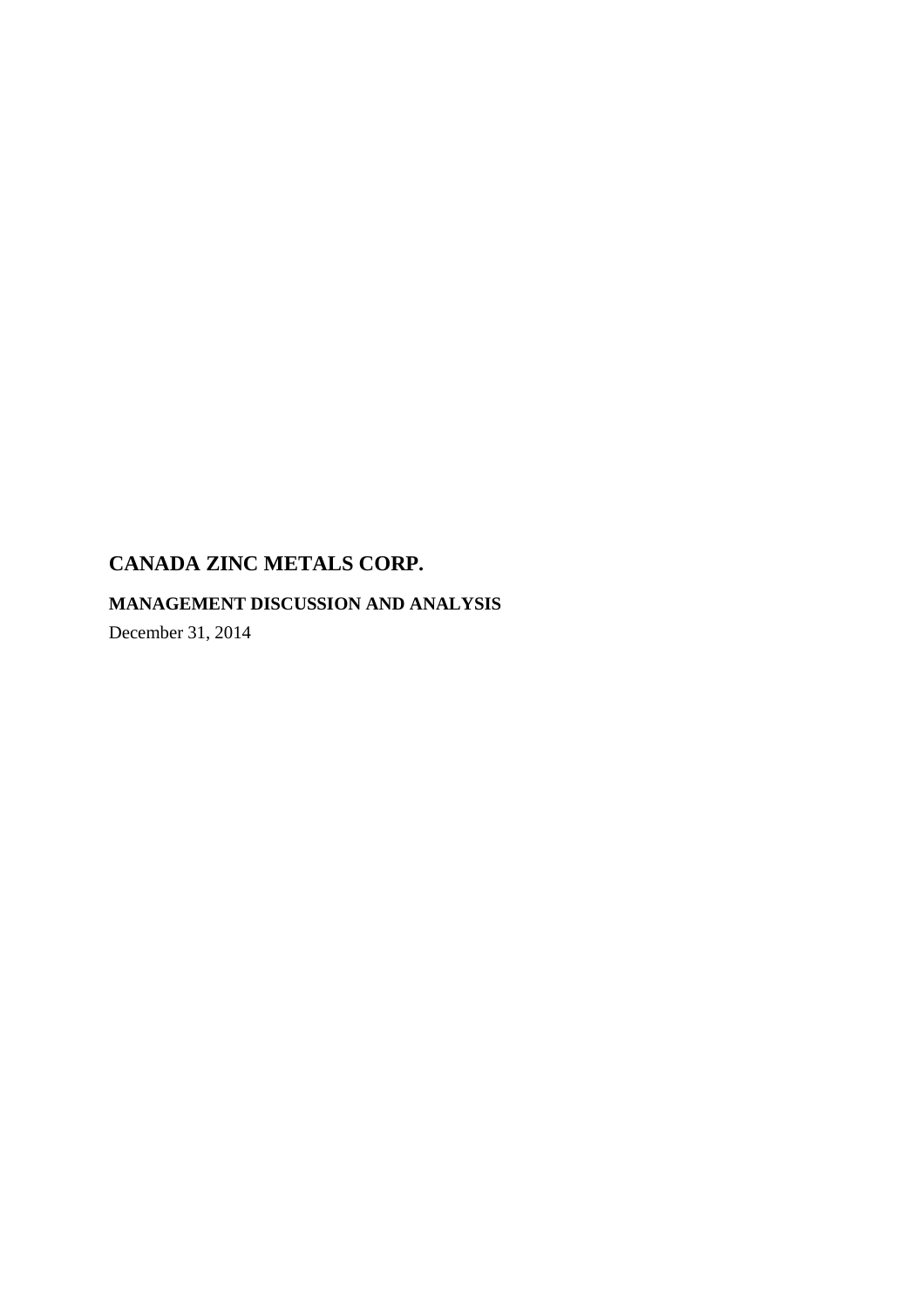# CANADA ZINC METALS CORP.

## MANAGEMENT DISCUSSION AND ANALYSIS

December 31, 2014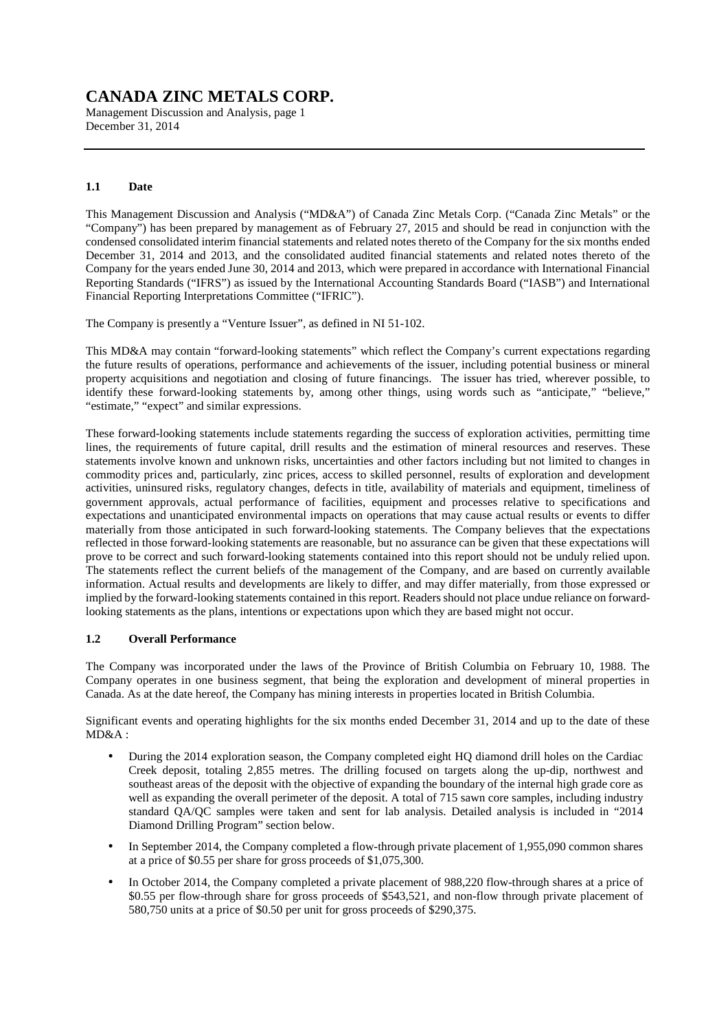# CANADA ZINC METALS CORP.

Management Discussion and Analysis, page 1
December 31, 2014

### 1.1 Date

This Management Discussion and Analysis ("MD&A") of Canada Zinc Metals Corp. ("Canada Zinc Metals" or the "Company") has been prepared by management as of February 27, 2015 and should be read in conjunction with the condensed consolidated interim financial statements and related notes thereto of the Company for the six months ended December 31, 2014 and 2013, and the consolidated audited financial statements and related notes thereto of the Company for the years ended June 30, 2014 and 2013, which were prepared in accordance with International Financial Reporting Standards ("IFRS") as issued by the International Accounting Standards Board ("IASB") and International Financial Reporting Interpretations Committee ("IFRIC").

The Company is presently a "Venture Issuer", as defined in NI 51-102.

This MD&A may contain "forward-looking statements" which reflect the Company's current expectations regarding the future results of operations, performance and achievements of the issuer, including potential business or mineral property acquisitions and negotiation and closing of future financings. The issuer has tried, wherever possible, to identify these forward-looking statements by, among other things, using words such as "anticipate," "believe," "estimate," "expect" and similar expressions.

These forward-looking statements include statements regarding the success of exploration activities, permitting time lines, the requirements of future capital, drill results and the estimation of mineral resources and reserves. These statements involve known and unknown risks, uncertainties and other factors including but not limited to changes in commodity prices and, particularly, zinc prices, access to skilled personnel, results of exploration and development activities, uninsured risks, regulatory changes, defects in title, availability of materials and equipment, timeliness of government approvals, actual performance of facilities, equipment and processes relative to specifications and expectations and unanticipated environmental impacts on operations that may cause actual results or events to differ materially from those anticipated in such forward-looking statements. The Company believes that the expectations reflected in those forward-looking statements are reasonable, but no assurance can be given that these expectations will prove to be correct and such forward-looking statements contained into this report should not be unduly relied upon. The statements reflect the current beliefs of the management of the Company, and are based on currently available information. Actual results and developments are likely to differ, and may differ materially, from those expressed or implied by the forward-looking statements contained in this report. Readers should not place undue reliance on forward-looking statements as the plans, intentions or expectations upon which they are based might not occur.

### 1.2 Overall Performance

The Company was incorporated under the laws of the Province of British Columbia on February 10, 1988. The Company operates in one business segment, that being the exploration and development of mineral properties in Canada. As at the date hereof, the Company has mining interests in properties located in British Columbia.

Significant events and operating highlights for the six months ended December 31, 2014 and up to the date of these MD&A :

- During the 2014 exploration season, the Company completed eight HQ diamond drill holes on the Cardiac Creek deposit, totaling 2,855 metres. The drilling focused on targets along the up-dip, northwest and southeast areas of the deposit with the objective of expanding the boundary of the internal high grade core as well as expanding the overall perimeter of the deposit. A total of 715 sawn core samples, including industry standard QA/QC samples were taken and sent for lab analysis. Detailed analysis is included in "2014 Diamond Drilling Program" section below.
- In September 2014, the Company completed a flow-through private placement of 1,955,090 common shares at a price of $0.55 per share for gross proceeds of $1,075,300.
- In October 2014, the Company completed a private placement of 988,220 flow-through shares at a price of $0.55 per flow-through share for gross proceeds of $543,521, and non-flow through private placement of 580,750 units at a price of $0.50 per unit for gross proceeds of $290,375.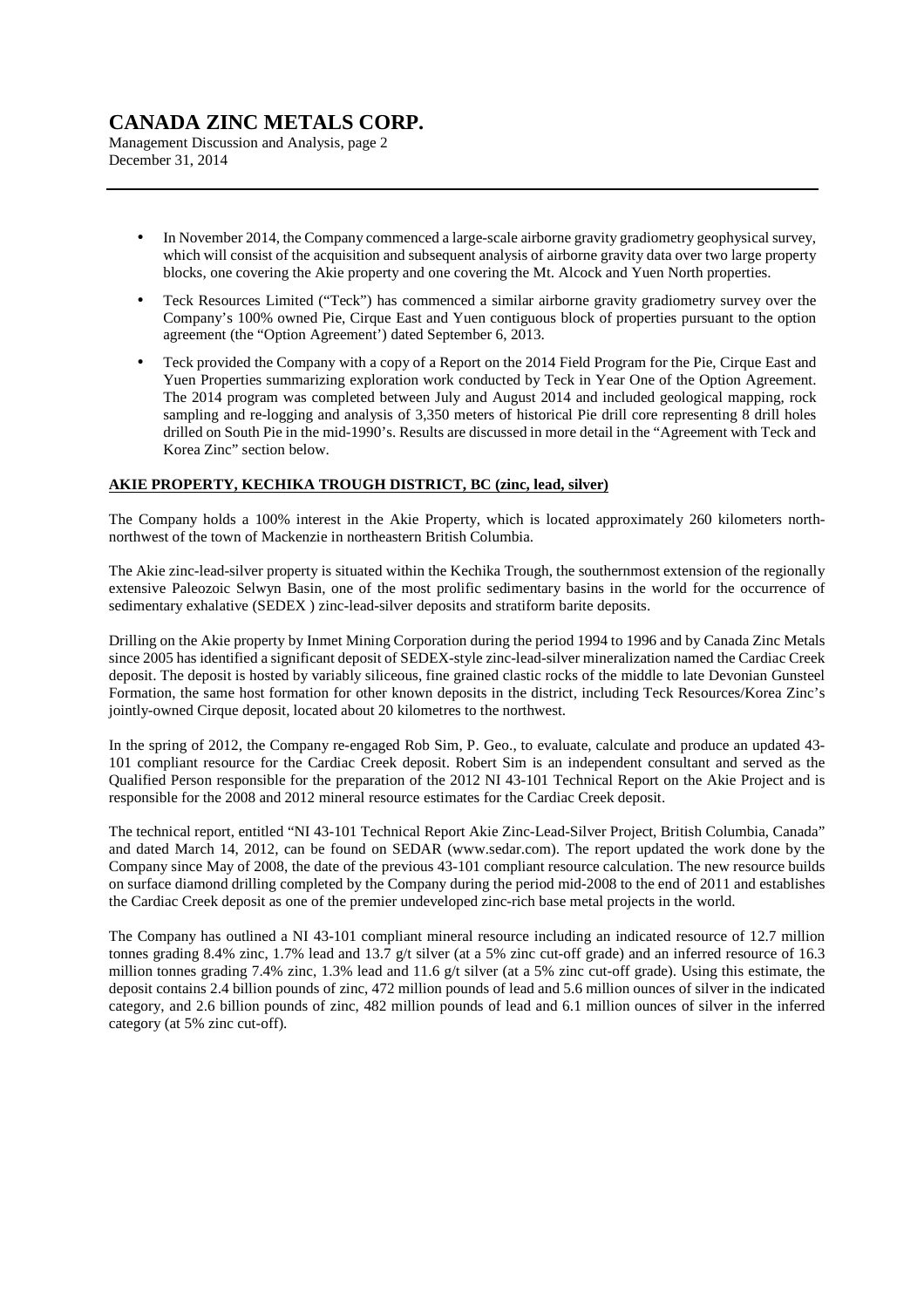- In November 2014, the Company commenced a large-scale airborne gravity gradiometry geophysical survey, which will consist of the acquisition and subsequent analysis of airborne gravity data over two large property blocks, one covering the Akie property and one covering the Mt. Alcock and Yuen North properties.
- Teck Resources Limited ("Teck") has commenced a similar airborne gravity gradiometry survey over the Company's 100% owned Pie, Cirque East and Yuen contiguous block of properties pursuant to the option agreement (the "Option Agreement') dated September 6, 2013.
- Teck provided the Company with a copy of a Report on the 2014 Field Program for the Pie, Cirque East and Yuen Properties summarizing exploration work conducted by Teck in Year One of the Option Agreement. The 2014 program was completed between July and August 2014 and included geological mapping, rock sampling and re-logging and analysis of 3,350 meters of historical Pie drill core representing 8 drill holes drilled on South Pie in the mid-1990's. Results are discussed in more detail in the "Agreement with Teck and Korea Zinc" section below.

**AKIE PROPERTY, KECHIKA TROUGH DISTRICT, BC (zinc, lead, silver)**

The Company holds a 100% interest in the Akie Property, which is located approximately 260 kilometers north-northwest of the town of Mackenzie in northeastern British Columbia.

The Akie zinc-lead-silver property is situated within the Kechika Trough, the southernmost extension of the regionally extensive Paleozoic Selwyn Basin, one of the most prolific sedimentary basins in the world for the occurrence of sedimentary exhalative (SEDEX ) zinc-lead-silver deposits and stratiform barite deposits.

Drilling on the Akie property by Inmet Mining Corporation during the period 1994 to 1996 and by Canada Zinc Metals since 2005 has identified a significant deposit of SEDEX-style zinc-lead-silver mineralization named the Cardiac Creek deposit. The deposit is hosted by variably siliceous, fine grained clastic rocks of the middle to late Devonian Gunsteel Formation, the same host formation for other known deposits in the district, including Teck Resources/Korea Zinc's jointly-owned Cirque deposit, located about 20 kilometres to the northwest.

In the spring of 2012, the Company re-engaged Rob Sim, P. Geo., to evaluate, calculate and produce an updated 43-101 compliant resource for the Cardiac Creek deposit. Robert Sim is an independent consultant and served as the Qualified Person responsible for the preparation of the 2012 NI 43-101 Technical Report on the Akie Project and is responsible for the 2008 and 2012 mineral resource estimates for the Cardiac Creek deposit.

The technical report, entitled "NI 43-101 Technical Report Akie Zinc-Lead-Silver Project, British Columbia, Canada" and dated March 14, 2012, can be found on SEDAR (www.sedar.com). The report updated the work done by the Company since May of 2008, the date of the previous 43-101 compliant resource calculation. The new resource builds on surface diamond drilling completed by the Company during the period mid-2008 to the end of 2011 and establishes the Cardiac Creek deposit as one of the premier undeveloped zinc-rich base metal projects in the world.

The Company has outlined a NI 43-101 compliant mineral resource including an indicated resource of 12.7 million tonnes grading 8.4% zinc, 1.7% lead and 13.7 g/t silver (at a 5% zinc cut-off grade) and an inferred resource of 16.3 million tonnes grading 7.4% zinc, 1.3% lead and 11.6 g/t silver (at a 5% zinc cut-off grade). Using this estimate, the deposit contains 2.4 billion pounds of zinc, 472 million pounds of lead and 5.6 million ounces of silver in the indicated category, and 2.6 billion pounds of zinc, 482 million pounds of lead and 6.1 million ounces of silver in the inferred category (at 5% zinc cut-off).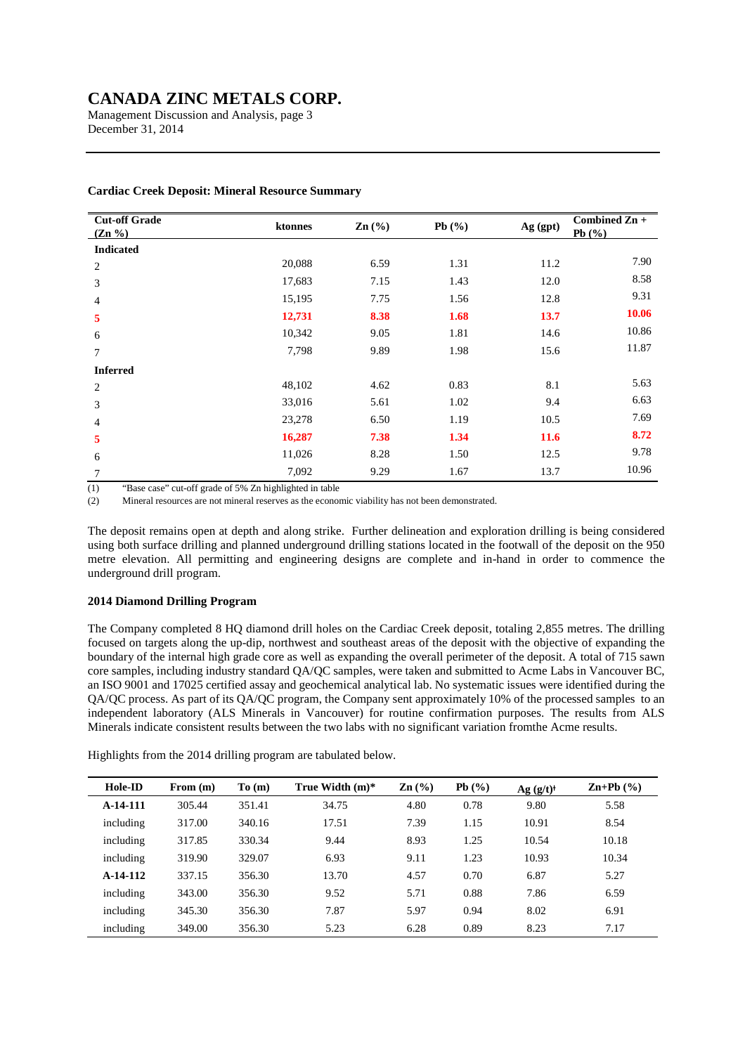### Cardiac Creek Deposit: Mineral Resource Summary

| Cut-off Grade (Zn %) | ktonnes | Zn (%) | Pb (%) | Ag (gpt) | Combined Zn + Pb (%) |
|---|---|---|---|---|---|
| **Indicated** | | | | | |
| 2 | 20,088 | 6.59 | 1.31 | 11.2 | 7.90 |
| 3 | 17,683 | 7.15 | 1.43 | 12.0 | 8.58 |
| 4 | 15,195 | 7.75 | 1.56 | 12.8 | 9.31 |
| **5** | **12,731** | **8.38** | **1.68** | **13.7** | **10.06** |
| 6 | 10,342 | 9.05 | 1.81 | 14.6 | 10.86 |
| 7 | 7,798 | 9.89 | 1.98 | 15.6 | 11.87 |
| **Inferred** | | | | | |
| 2 | 48,102 | 4.62 | 0.83 | 8.1 | 5.63 |
| 3 | 33,016 | 5.61 | 1.02 | 9.4 | 6.63 |
| 4 | 23,278 | 6.50 | 1.19 | 10.5 | 7.69 |
| **5** | **16,287** | **7.38** | **1.34** | **11.6** | **8.72** |
| 6 | 11,026 | 8.28 | 1.50 | 12.5 | 9.78 |
| 7 | 7,092 | 9.29 | 1.67 | 13.7 | 10.96 |

(1) "Base case" cut-off grade of 5% Zn highlighted in table
(2) Mineral resources are not mineral reserves as the economic viability has not been demonstrated.

The deposit remains open at depth and along strike. Further delineation and exploration drilling is being considered using both surface drilling and planned underground drilling stations located in the footwall of the deposit on the 950 metre elevation. All permitting and engineering designs are complete and in-hand in order to commence the underground drill program.

#### 2014 Diamond Drilling Program

The Company completed 8 HQ diamond drill holes on the Cardiac Creek deposit, totaling 2,855 metres. The drilling focused on targets along the up-dip, northwest and southeast areas of the deposit with the objective of expanding the boundary of the internal high grade core as well as expanding the overall perimeter of the deposit. A total of 715 sawn core samples, including industry standard QA/QC samples, were taken and submitted to Acme Labs in Vancouver BC, an ISO 9001 and 17025 certified assay and geochemical analytical lab. No systematic issues were identified during the QA/QC process. As part of its QA/QC program, the Company sent approximately 10% of the processed samples to an independent laboratory (ALS Minerals in Vancouver) for routine confirmation purposes. The results from ALS Minerals indicate consistent results between the two labs with no significant variation fromthe Acme results.

Highlights from the 2014 drilling program are tabulated below.

| Hole-ID | From (m) | To (m) | True Width (m)* | Zn (%) | Pb (%) | Ag (g/t)† | Zn+Pb (%) |
|---|---|---|---|---|---|---|---|
| **A-14-111** | 305.44 | 351.41 | 34.75 | 4.80 | 0.78 | 9.80 | 5.58 |
| including | 317.00 | 340.16 | 17.51 | 7.39 | 1.15 | 10.91 | 8.54 |
| including | 317.85 | 330.34 | 9.44 | 8.93 | 1.25 | 10.54 | 10.18 |
| including | 319.90 | 329.07 | 6.93 | 9.11 | 1.23 | 10.93 | 10.34 |
| **A-14-112** | 337.15 | 356.30 | 13.70 | 4.57 | 0.70 | 6.87 | 5.27 |
| including | 343.00 | 356.30 | 9.52 | 5.71 | 0.88 | 7.86 | 6.59 |
| including | 345.30 | 356.30 | 7.87 | 5.97 | 0.94 | 8.02 | 6.91 |
| including | 349.00 | 356.30 | 5.23 | 6.28 | 0.89 | 8.23 | 7.17 |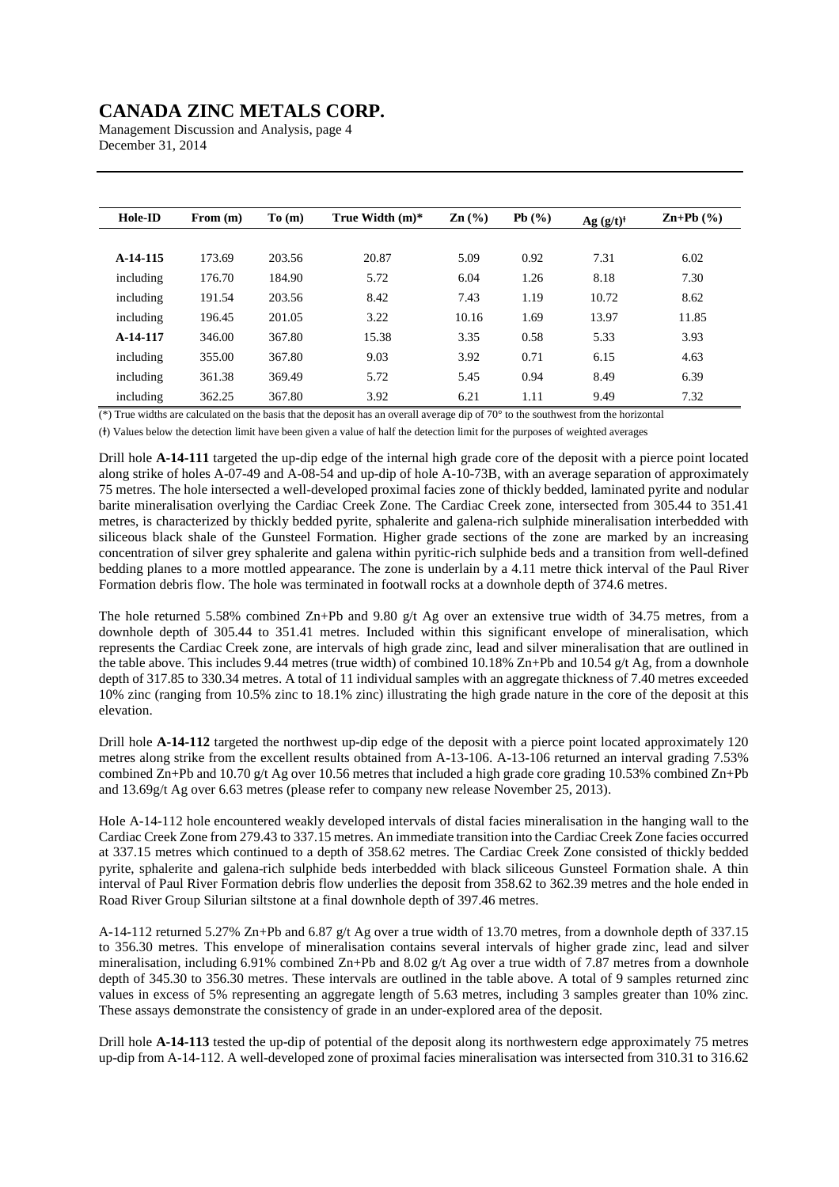| Hole-ID | From (m) | To (m) | True Width (m)* | Zn (%) | Pb (%) | Ag (g/t)ǂ | Zn+Pb (%) |
|---|---|---|---|---|---|---|---|
| **A-14-115** | 173.69 | 203.56 | 20.87 | 5.09 | 0.92 | 7.31 | 6.02 |
| including | 176.70 | 184.90 | 5.72 | 6.04 | 1.26 | 8.18 | 7.30 |
| including | 191.54 | 203.56 | 8.42 | 7.43 | 1.19 | 10.72 | 8.62 |
| including | 196.45 | 201.05 | 3.22 | 10.16 | 1.69 | 13.97 | 11.85 |
| **A-14-117** | 346.00 | 367.80 | 15.38 | 3.35 | 0.58 | 5.33 | 3.93 |
| including | 355.00 | 367.80 | 9.03 | 3.92 | 0.71 | 6.15 | 4.63 |
| including | 361.38 | 369.49 | 5.72 | 5.45 | 0.94 | 8.49 | 6.39 |
| including | 362.25 | 367.80 | 3.92 | 6.21 | 1.11 | 9.49 | 7.32 |

(*) True widths are calculated on the basis that the deposit has an overall average dip of 70° to the southwest from the horizontal

(ǂ) Values below the detection limit have been given a value of half the detection limit for the purposes of weighted averages

Drill hole **A-14-111** targeted the up-dip edge of the internal high grade core of the deposit with a pierce point located along strike of holes A-07-49 and A-08-54 and up-dip of hole A-10-73B, with an average separation of approximately 75 metres. The hole intersected a well-developed proximal facies zone of thickly bedded, laminated pyrite and nodular barite mineralisation overlying the Cardiac Creek Zone. The Cardiac Creek zone, intersected from 305.44 to 351.41 metres, is characterized by thickly bedded pyrite, sphalerite and galena-rich sulphide mineralisation interbedded with siliceous black shale of the Gunsteel Formation. Higher grade sections of the zone are marked by an increasing concentration of silver grey sphalerite and galena within pyritic-rich sulphide beds and a transition from well-defined bedding planes to a more mottled appearance. The zone is underlain by a 4.11 metre thick interval of the Paul River Formation debris flow. The hole was terminated in footwall rocks at a downhole depth of 374.6 metres.

The hole returned 5.58% combined Zn+Pb and 9.80 g/t Ag over an extensive true width of 34.75 metres, from a downhole depth of 305.44 to 351.41 metres. Included within this significant envelope of mineralisation, which represents the Cardiac Creek zone, are intervals of high grade zinc, lead and silver mineralisation that are outlined in the table above. This includes 9.44 metres (true width) of combined 10.18% Zn+Pb and 10.54 g/t Ag, from a downhole depth of 317.85 to 330.34 metres. A total of 11 individual samples with an aggregate thickness of 7.40 metres exceeded 10% zinc (ranging from 10.5% zinc to 18.1% zinc) illustrating the high grade nature in the core of the deposit at this elevation.

Drill hole **A-14-112** targeted the northwest up-dip edge of the deposit with a pierce point located approximately 120 metres along strike from the excellent results obtained from A-13-106. A-13-106 returned an interval grading 7.53% combined Zn+Pb and 10.70 g/t Ag over 10.56 metres that included a high grade core grading 10.53% combined Zn+Pb and 13.69g/t Ag over 6.63 metres (please refer to company new release November 25, 2013).

Hole A-14-112 hole encountered weakly developed intervals of distal facies mineralisation in the hanging wall to the Cardiac Creek Zone from 279.43 to 337.15 metres. An immediate transition into the Cardiac Creek Zone facies occurred at 337.15 metres which continued to a depth of 358.62 metres. The Cardiac Creek Zone consisted of thickly bedded pyrite, sphalerite and galena-rich sulphide beds interbedded with black siliceous Gunsteel Formation shale. A thin interval of Paul River Formation debris flow underlies the deposit from 358.62 to 362.39 metres and the hole ended in Road River Group Silurian siltstone at a final downhole depth of 397.46 metres.

A-14-112 returned 5.27% Zn+Pb and 6.87 g/t Ag over a true width of 13.70 metres, from a downhole depth of 337.15 to 356.30 metres. This envelope of mineralisation contains several intervals of higher grade zinc, lead and silver mineralisation, including 6.91% combined Zn+Pb and 8.02 g/t Ag over a true width of 7.87 metres from a downhole depth of 345.30 to 356.30 metres. These intervals are outlined in the table above. A total of 9 samples returned zinc values in excess of 5% representing an aggregate length of 5.63 metres, including 3 samples greater than 10% zinc. These assays demonstrate the consistency of grade in an under-explored area of the deposit.

Drill hole **A-14-113** tested the up-dip of potential of the deposit along its northwestern edge approximately 75 metres up-dip from A-14-112. A well-developed zone of proximal facies mineralisation was intersected from 310.31 to 316.62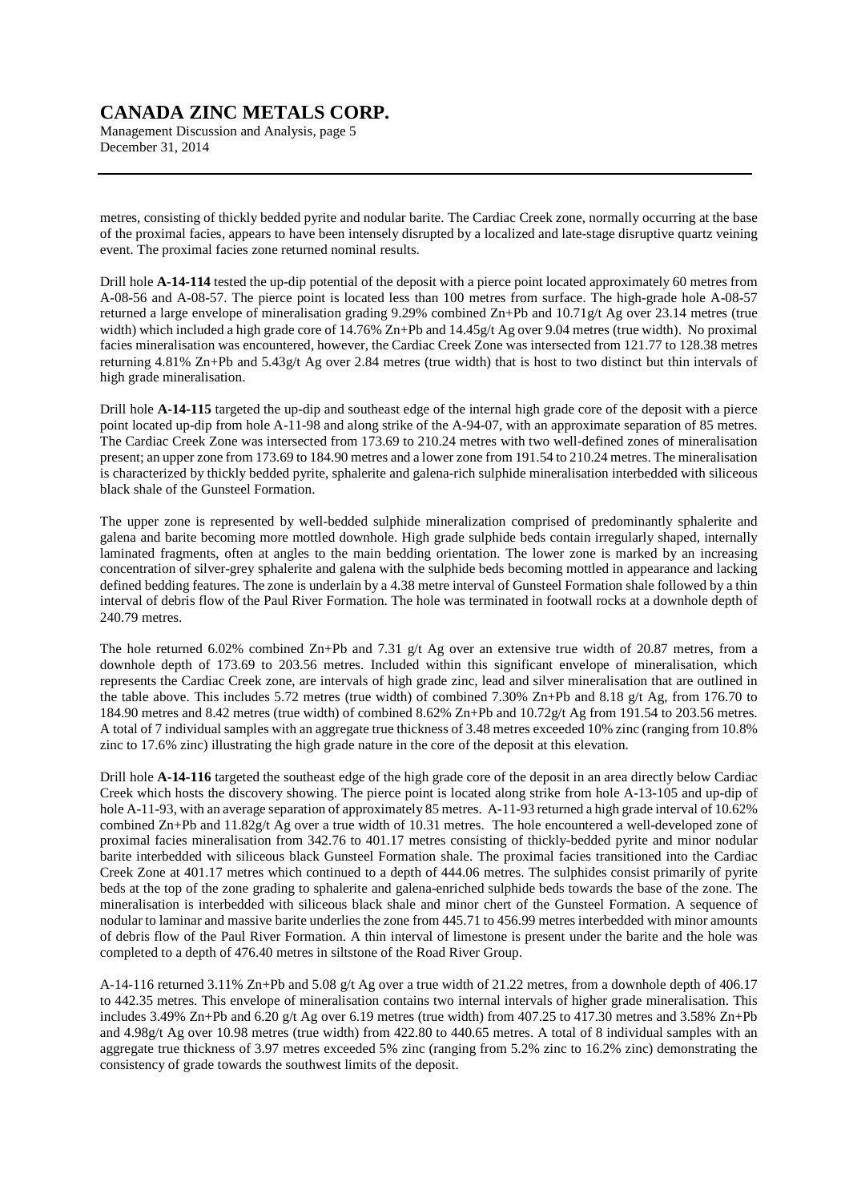metres, consisting of thickly bedded pyrite and nodular barite. The Cardiac Creek zone, normally occurring at the base of the proximal facies, appears to have been intensely disrupted by a localized and late-stage disruptive quartz veining event. The proximal facies zone returned nominal results.

Drill hole **A-14-114** tested the up-dip potential of the deposit with a pierce point located approximately 60 metres from A-08-56 and A-08-57. The pierce point is located less than 100 metres from surface. The high-grade hole A-08-57 returned a large envelope of mineralisation grading 9.29% combined Zn+Pb and 10.71g/t Ag over 23.14 metres (true width) which included a high grade core of 14.76% Zn+Pb and 14.45g/t Ag over 9.04 metres (true width). No proximal facies mineralisation was encountered, however, the Cardiac Creek Zone was intersected from 121.77 to 128.38 metres returning 4.81% Zn+Pb and 5.43g/t Ag over 2.84 metres (true width) that is host to two distinct but thin intervals of high grade mineralisation.

Drill hole **A-14-115** targeted the up-dip and southeast edge of the internal high grade core of the deposit with a pierce point located up-dip from hole A-11-98 and along strike of the A-94-07, with an approximate separation of 85 metres. The Cardiac Creek Zone was intersected from 173.69 to 210.24 metres with two well-defined zones of mineralisation present; an upper zone from 173.69 to 184.90 metres and a lower zone from 191.54 to 210.24 metres. The mineralisation is characterized by thickly bedded pyrite, sphalerite and galena-rich sulphide mineralisation interbedded with siliceous black shale of the Gunsteel Formation.

The upper zone is represented by well-bedded sulphide mineralization comprised of predominantly sphalerite and galena and barite becoming more mottled downhole. High grade sulphide beds contain irregularly shaped, internally laminated fragments, often at angles to the main bedding orientation. The lower zone is marked by an increasing concentration of silver-grey sphalerite and galena with the sulphide beds becoming mottled in appearance and lacking defined bedding features. The zone is underlain by a 4.38 metre interval of Gunsteel Formation shale followed by a thin interval of debris flow of the Paul River Formation. The hole was terminated in footwall rocks at a downhole depth of 240.79 metres.

The hole returned 6.02% combined Zn+Pb and 7.31 g/t Ag over an extensive true width of 20.87 metres, from a downhole depth of 173.69 to 203.56 metres. Included within this significant envelope of mineralisation, which represents the Cardiac Creek zone, are intervals of high grade zinc, lead and silver mineralisation that are outlined in the table above. This includes 5.72 metres (true width) of combined 7.30% Zn+Pb and 8.18 g/t Ag, from 176.70 to 184.90 metres and 8.42 metres (true width) of combined 8.62% Zn+Pb and 10.72g/t Ag from 191.54 to 203.56 metres. A total of 7 individual samples with an aggregate true thickness of 3.48 metres exceeded 10% zinc (ranging from 10.8% zinc to 17.6% zinc) illustrating the high grade nature in the core of the deposit at this elevation.

Drill hole **A-14-116** targeted the southeast edge of the high grade core of the deposit in an area directly below Cardiac Creek which hosts the discovery showing. The pierce point is located along strike from hole A-13-105 and up-dip of hole A-11-93, with an average separation of approximately 85 metres. A-11-93 returned a high grade interval of 10.62% combined Zn+Pb and 11.82g/t Ag over a true width of 10.31 metres. The hole encountered a well-developed zone of proximal facies mineralisation from 342.76 to 401.17 metres consisting of thickly-bedded pyrite and minor nodular barite interbedded with siliceous black Gunsteel Formation shale. The proximal facies transitioned into the Cardiac Creek Zone at 401.17 metres which continued to a depth of 444.06 metres. The sulphides consist primarily of pyrite beds at the top of the zone grading to sphalerite and galena-enriched sulphide beds towards the base of the zone. The mineralisation is interbedded with siliceous black shale and minor chert of the Gunsteel Formation. A sequence of nodular to laminar and massive barite underlies the zone from 445.71 to 456.99 metres interbedded with minor amounts of debris flow of the Paul River Formation. A thin interval of limestone is present under the barite and the hole was completed to a depth of 476.40 metres in siltstone of the Road River Group.

A-14-116 returned 3.11% Zn+Pb and 5.08 g/t Ag over a true width of 21.22 metres, from a downhole depth of 406.17 to 442.35 metres. This envelope of mineralisation contains two internal intervals of higher grade mineralisation. This includes 3.49% Zn+Pb and 6.20 g/t Ag over 6.19 metres (true width) from 407.25 to 417.30 metres and 3.58% Zn+Pb and 4.98g/t Ag over 10.98 metres (true width) from 422.80 to 440.65 metres. A total of 8 individual samples with an aggregate true thickness of 3.97 metres exceeded 5% zinc (ranging from 5.2% zinc to 16.2% zinc) demonstrating the consistency of grade towards the southwest limits of the deposit.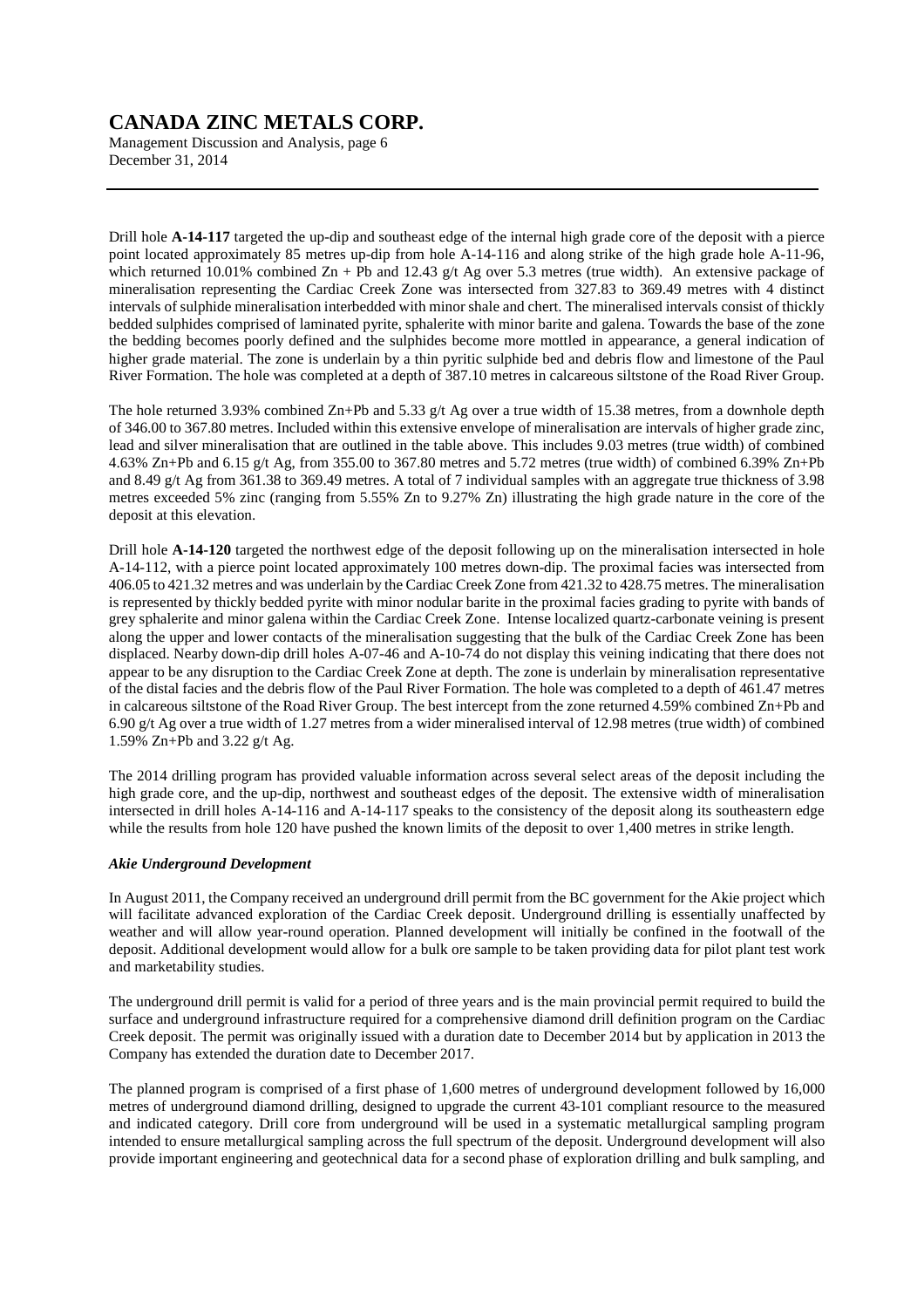Drill hole **A-14-117** targeted the up-dip and southeast edge of the internal high grade core of the deposit with a pierce point located approximately 85 metres up-dip from hole A-14-116 and along strike of the high grade hole A-11-96, which returned 10.01% combined Zn + Pb and 12.43 g/t Ag over 5.3 metres (true width). An extensive package of mineralisation representing the Cardiac Creek Zone was intersected from 327.83 to 369.49 metres with 4 distinct intervals of sulphide mineralisation interbedded with minor shale and chert. The mineralised intervals consist of thickly bedded sulphides comprised of laminated pyrite, sphalerite with minor barite and galena. Towards the base of the zone the bedding becomes poorly defined and the sulphides become more mottled in appearance, a general indication of higher grade material. The zone is underlain by a thin pyritic sulphide bed and debris flow and limestone of the Paul River Formation. The hole was completed at a depth of 387.10 metres in calcareous siltstone of the Road River Group.

The hole returned 3.93% combined Zn+Pb and 5.33 g/t Ag over a true width of 15.38 metres, from a downhole depth of 346.00 to 367.80 metres. Included within this extensive envelope of mineralisation are intervals of higher grade zinc, lead and silver mineralisation that are outlined in the table above. This includes 9.03 metres (true width) of combined 4.63% Zn+Pb and 6.15 g/t Ag, from 355.00 to 367.80 metres and 5.72 metres (true width) of combined 6.39% Zn+Pb and 8.49 g/t Ag from 361.38 to 369.49 metres. A total of 7 individual samples with an aggregate true thickness of 3.98 metres exceeded 5% zinc (ranging from 5.55% Zn to 9.27% Zn) illustrating the high grade nature in the core of the deposit at this elevation.

Drill hole **A-14-120** targeted the northwest edge of the deposit following up on the mineralisation intersected in hole A-14-112, with a pierce point located approximately 100 metres down-dip. The proximal facies was intersected from 406.05 to 421.32 metres and was underlain by the Cardiac Creek Zone from 421.32 to 428.75 metres. The mineralisation is represented by thickly bedded pyrite with minor nodular barite in the proximal facies grading to pyrite with bands of grey sphalerite and minor galena within the Cardiac Creek Zone. Intense localized quartz-carbonate veining is present along the upper and lower contacts of the mineralisation suggesting that the bulk of the Cardiac Creek Zone has been displaced. Nearby down-dip drill holes A-07-46 and A-10-74 do not display this veining indicating that there does not appear to be any disruption to the Cardiac Creek Zone at depth. The zone is underlain by mineralisation representative of the distal facies and the debris flow of the Paul River Formation. The hole was completed to a depth of 461.47 metres in calcareous siltstone of the Road River Group. The best intercept from the zone returned 4.59% combined Zn+Pb and 6.90 g/t Ag over a true width of 1.27 metres from a wider mineralised interval of 12.98 metres (true width) of combined 1.59% Zn+Pb and 3.22 g/t Ag.

The 2014 drilling program has provided valuable information across several select areas of the deposit including the high grade core, and the up-dip, northwest and southeast edges of the deposit. The extensive width of mineralisation intersected in drill holes A-14-116 and A-14-117 speaks to the consistency of the deposit along its southeastern edge while the results from hole 120 have pushed the known limits of the deposit to over 1,400 metres in strike length.

***Akie Underground Development***

In August 2011, the Company received an underground drill permit from the BC government for the Akie project which will facilitate advanced exploration of the Cardiac Creek deposit. Underground drilling is essentially unaffected by weather and will allow year-round operation. Planned development will initially be confined in the footwall of the deposit. Additional development would allow for a bulk ore sample to be taken providing data for pilot plant test work and marketability studies.

The underground drill permit is valid for a period of three years and is the main provincial permit required to build the surface and underground infrastructure required for a comprehensive diamond drill definition program on the Cardiac Creek deposit. The permit was originally issued with a duration date to December 2014 but by application in 2013 the Company has extended the duration date to December 2017.

The planned program is comprised of a first phase of 1,600 metres of underground development followed by 16,000 metres of underground diamond drilling, designed to upgrade the current 43-101 compliant resource to the measured and indicated category. Drill core from underground will be used in a systematic metallurgical sampling program intended to ensure metallurgical sampling across the full spectrum of the deposit. Underground development will also provide important engineering and geotechnical data for a second phase of exploration drilling and bulk sampling, and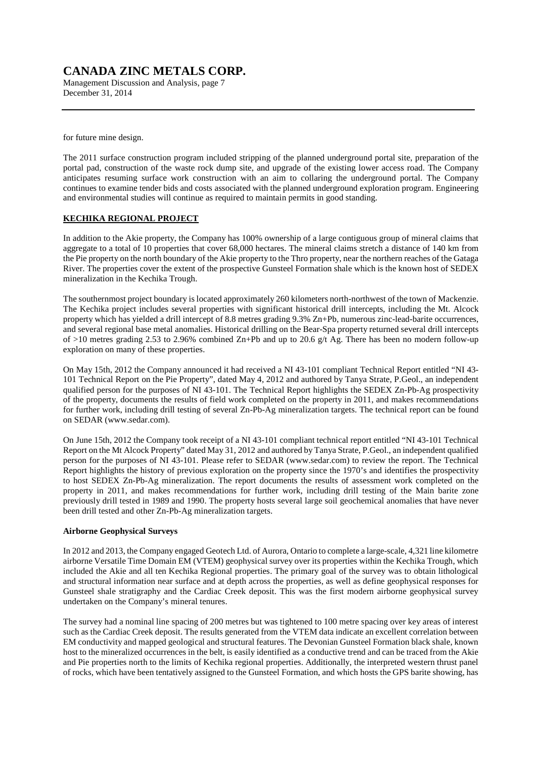for future mine design.

The 2011 surface construction program included stripping of the planned underground portal site, preparation of the portal pad, construction of the waste rock dump site, and upgrade of the existing lower access road. The Company anticipates resuming surface work construction with an aim to collaring the underground portal. The Company continues to examine tender bids and costs associated with the planned underground exploration program. Engineering and environmental studies will continue as required to maintain permits in good standing.

## KECHIKA REGIONAL PROJECT

In addition to the Akie property, the Company has 100% ownership of a large contiguous group of mineral claims that aggregate to a total of 10 properties that cover 68,000 hectares. The mineral claims stretch a distance of 140 km from the Pie property on the north boundary of the Akie property to the Thro property, near the northern reaches of the Gataga River. The properties cover the extent of the prospective Gunsteel Formation shale which is the known host of SEDEX mineralization in the Kechika Trough.

The southernmost project boundary is located approximately 260 kilometers north-northwest of the town of Mackenzie. The Kechika project includes several properties with significant historical drill intercepts, including the Mt. Alcock property which has yielded a drill intercept of 8.8 metres grading 9.3% Zn+Pb, numerous zinc-lead-barite occurrences, and several regional base metal anomalies. Historical drilling on the Bear-Spa property returned several drill intercepts of >10 metres grading 2.53 to 2.96% combined Zn+Pb and up to 20.6 g/t Ag. There has been no modern follow-up exploration on many of these properties.

On May 15th, 2012 the Company announced it had received a NI 43-101 compliant Technical Report entitled "NI 43-101 Technical Report on the Pie Property", dated May 4, 2012 and authored by Tanya Strate, P.Geol., an independent qualified person for the purposes of NI 43-101. The Technical Report highlights the SEDEX Zn-Pb-Ag prospectivity of the property, documents the results of field work completed on the property in 2011, and makes recommendations for further work, including drill testing of several Zn-Pb-Ag mineralization targets. The technical report can be found on SEDAR (www.sedar.com).

On June 15th, 2012 the Company took receipt of a NI 43-101 compliant technical report entitled "NI 43-101 Technical Report on the Mt Alcock Property" dated May 31, 2012 and authored by Tanya Strate, P.Geol., an independent qualified person for the purposes of NI 43-101. Please refer to SEDAR (www.sedar.com) to review the report. The Technical Report highlights the history of previous exploration on the property since the 1970's and identifies the prospectivity to host SEDEX Zn-Pb-Ag mineralization. The report documents the results of assessment work completed on the property in 2011, and makes recommendations for further work, including drill testing of the Main barite zone previously drill tested in 1989 and 1990. The property hosts several large soil geochemical anomalies that have never been drill tested and other Zn-Pb-Ag mineralization targets.

### Airborne Geophysical Surveys

In 2012 and 2013, the Company engaged Geotech Ltd. of Aurora, Ontario to complete a large-scale, 4,321 line kilometre airborne Versatile Time Domain EM (VTEM) geophysical survey over its properties within the Kechika Trough, which included the Akie and all ten Kechika Regional properties. The primary goal of the survey was to obtain lithological and structural information near surface and at depth across the properties, as well as define geophysical responses for Gunsteel shale stratigraphy and the Cardiac Creek deposit. This was the first modern airborne geophysical survey undertaken on the Company's mineral tenures.

The survey had a nominal line spacing of 200 metres but was tightened to 100 metre spacing over key areas of interest such as the Cardiac Creek deposit. The results generated from the VTEM data indicate an excellent correlation between EM conductivity and mapped geological and structural features. The Devonian Gunsteel Formation black shale, known host to the mineralized occurrences in the belt, is easily identified as a conductive trend and can be traced from the Akie and Pie properties north to the limits of Kechika regional properties. Additionally, the interpreted western thrust panel of rocks, which have been tentatively assigned to the Gunsteel Formation, and which hosts the GPS barite showing, has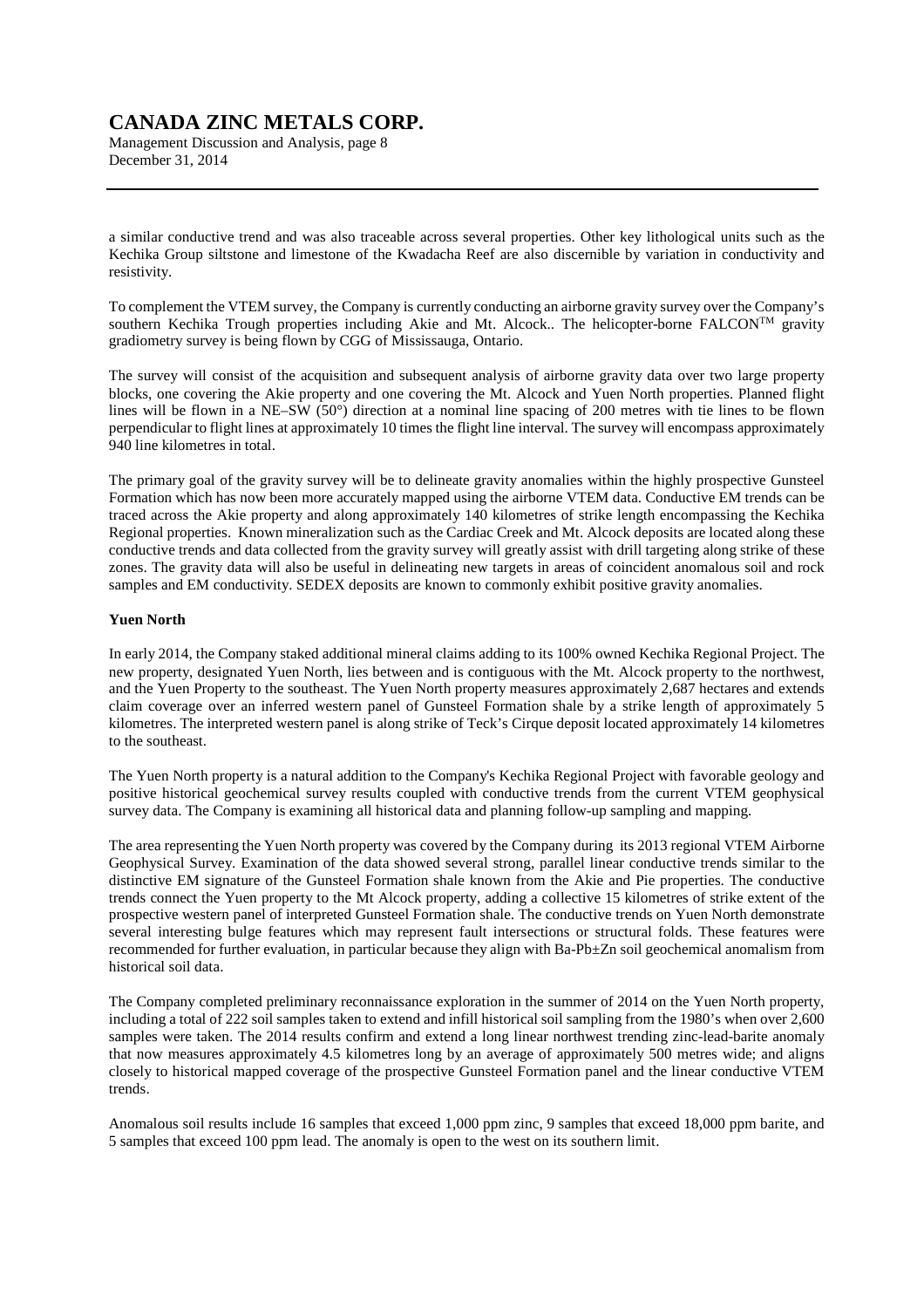a similar conductive trend and was also traceable across several properties. Other key lithological units such as the Kechika Group siltstone and limestone of the Kwadacha Reef are also discernible by variation in conductivity and resistivity.

To complement the VTEM survey, the Company is currently conducting an airborne gravity survey over the Company's southern Kechika Trough properties including Akie and Mt. Alcock.. The helicopter-borne FALCON™ gravity gradiometry survey is being flown by CGG of Mississauga, Ontario.

The survey will consist of the acquisition and subsequent analysis of airborne gravity data over two large property blocks, one covering the Akie property and one covering the Mt. Alcock and Yuen North properties. Planned flight lines will be flown in a NE–SW (50°) direction at a nominal line spacing of 200 metres with tie lines to be flown perpendicular to flight lines at approximately 10 times the flight line interval. The survey will encompass approximately 940 line kilometres in total.

The primary goal of the gravity survey will be to delineate gravity anomalies within the highly prospective Gunsteel Formation which has now been more accurately mapped using the airborne VTEM data. Conductive EM trends can be traced across the Akie property and along approximately 140 kilometres of strike length encompassing the Kechika Regional properties. Known mineralization such as the Cardiac Creek and Mt. Alcock deposits are located along these conductive trends and data collected from the gravity survey will greatly assist with drill targeting along strike of these zones. The gravity data will also be useful in delineating new targets in areas of coincident anomalous soil and rock samples and EM conductivity. SEDEX deposits are known to commonly exhibit positive gravity anomalies.

**Yuen North**

In early 2014, the Company staked additional mineral claims adding to its 100% owned Kechika Regional Project. The new property, designated Yuen North, lies between and is contiguous with the Mt. Alcock property to the northwest, and the Yuen Property to the southeast. The Yuen North property measures approximately 2,687 hectares and extends claim coverage over an inferred western panel of Gunsteel Formation shale by a strike length of approximately 5 kilometres. The interpreted western panel is along strike of Teck's Cirque deposit located approximately 14 kilometres to the southeast.

The Yuen North property is a natural addition to the Company's Kechika Regional Project with favorable geology and positive historical geochemical survey results coupled with conductive trends from the current VTEM geophysical survey data. The Company is examining all historical data and planning follow-up sampling and mapping.

The area representing the Yuen North property was covered by the Company during its 2013 regional VTEM Airborne Geophysical Survey. Examination of the data showed several strong, parallel linear conductive trends similar to the distinctive EM signature of the Gunsteel Formation shale known from the Akie and Pie properties. The conductive trends connect the Yuen property to the Mt Alcock property, adding a collective 15 kilometres of strike extent of the prospective western panel of interpreted Gunsteel Formation shale. The conductive trends on Yuen North demonstrate several interesting bulge features which may represent fault intersections or structural folds. These features were recommended for further evaluation, in particular because they align with Ba-Pb±Zn soil geochemical anomalism from historical soil data.

The Company completed preliminary reconnaissance exploration in the summer of 2014 on the Yuen North property, including a total of 222 soil samples taken to extend and infill historical soil sampling from the 1980's when over 2,600 samples were taken. The 2014 results confirm and extend a long linear northwest trending zinc-lead-barite anomaly that now measures approximately 4.5 kilometres long by an average of approximately 500 metres wide; and aligns closely to historical mapped coverage of the prospective Gunsteel Formation panel and the linear conductive VTEM trends.

Anomalous soil results include 16 samples that exceed 1,000 ppm zinc, 9 samples that exceed 18,000 ppm barite, and 5 samples that exceed 100 ppm lead. The anomaly is open to the west on its southern limit.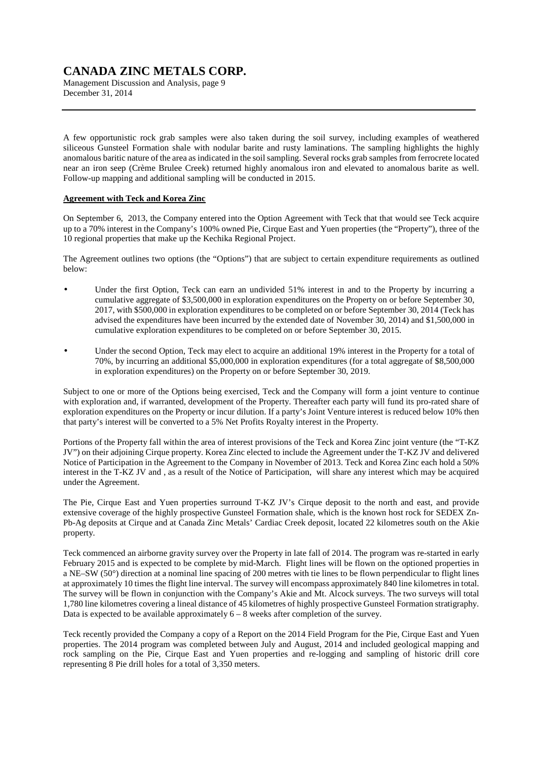A few opportunistic rock grab samples were also taken during the soil survey, including examples of weathered siliceous Gunsteel Formation shale with nodular barite and rusty laminations. The sampling highlights the highly anomalous baritic nature of the area as indicated in the soil sampling. Several rocks grab samples from ferrocrete located near an iron seep (Crème Brulee Creek) returned highly anomalous iron and elevated to anomalous barite as well. Follow-up mapping and additional sampling will be conducted in 2015.

**Agreement with Teck and Korea Zinc**

On September 6, 2013, the Company entered into the Option Agreement with Teck that that would see Teck acquire up to a 70% interest in the Company's 100% owned Pie, Cirque East and Yuen properties (the "Property"), three of the 10 regional properties that make up the Kechika Regional Project.

The Agreement outlines two options (the "Options") that are subject to certain expenditure requirements as outlined below:

- Under the first Option, Teck can earn an undivided 51% interest in and to the Property by incurring a cumulative aggregate of $3,500,000 in exploration expenditures on the Property on or before September 30, 2017, with $500,000 in exploration expenditures to be completed on or before September 30, 2014 (Teck has advised the expenditures have been incurred by the extended date of November 30, 2014) and $1,500,000 in cumulative exploration expenditures to be completed on or before September 30, 2015.

- Under the second Option, Teck may elect to acquire an additional 19% interest in the Property for a total of 70%, by incurring an additional $5,000,000 in exploration expenditures (for a total aggregate of $8,500,000 in exploration expenditures) on the Property on or before September 30, 2019.

Subject to one or more of the Options being exercised, Teck and the Company will form a joint venture to continue with exploration and, if warranted, development of the Property. Thereafter each party will fund its pro-rated share of exploration expenditures on the Property or incur dilution. If a party's Joint Venture interest is reduced below 10% then that party's interest will be converted to a 5% Net Profits Royalty interest in the Property.

Portions of the Property fall within the area of interest provisions of the Teck and Korea Zinc joint venture (the "T-KZ JV") on their adjoining Cirque property. Korea Zinc elected to include the Agreement under the T-KZ JV and delivered Notice of Participation in the Agreement to the Company in November of 2013. Teck and Korea Zinc each hold a 50% interest in the T-KZ JV and , as a result of the Notice of Participation, will share any interest which may be acquired under the Agreement.

The Pie, Cirque East and Yuen properties surround T-KZ JV's Cirque deposit to the north and east, and provide extensive coverage of the highly prospective Gunsteel Formation shale, which is the known host rock for SEDEX Zn-Pb-Ag deposits at Cirque and at Canada Zinc Metals' Cardiac Creek deposit, located 22 kilometres south on the Akie property.

Teck commenced an airborne gravity survey over the Property in late fall of 2014. The program was re-started in early February 2015 and is expected to be complete by mid-March. Flight lines will be flown on the optioned properties in a NE–SW (50°) direction at a nominal line spacing of 200 metres with tie lines to be flown perpendicular to flight lines at approximately 10 times the flight line interval. The survey will encompass approximately 840 line kilometres in total. The survey will be flown in conjunction with the Company's Akie and Mt. Alcock surveys. The two surveys will total 1,780 line kilometres covering a lineal distance of 45 kilometres of highly prospective Gunsteel Formation stratigraphy. Data is expected to be available approximately 6 – 8 weeks after completion of the survey.

Teck recently provided the Company a copy of a Report on the 2014 Field Program for the Pie, Cirque East and Yuen properties. The 2014 program was completed between July and August, 2014 and included geological mapping and rock sampling on the Pie, Cirque East and Yuen properties and re-logging and sampling of historic drill core representing 8 Pie drill holes for a total of 3,350 meters.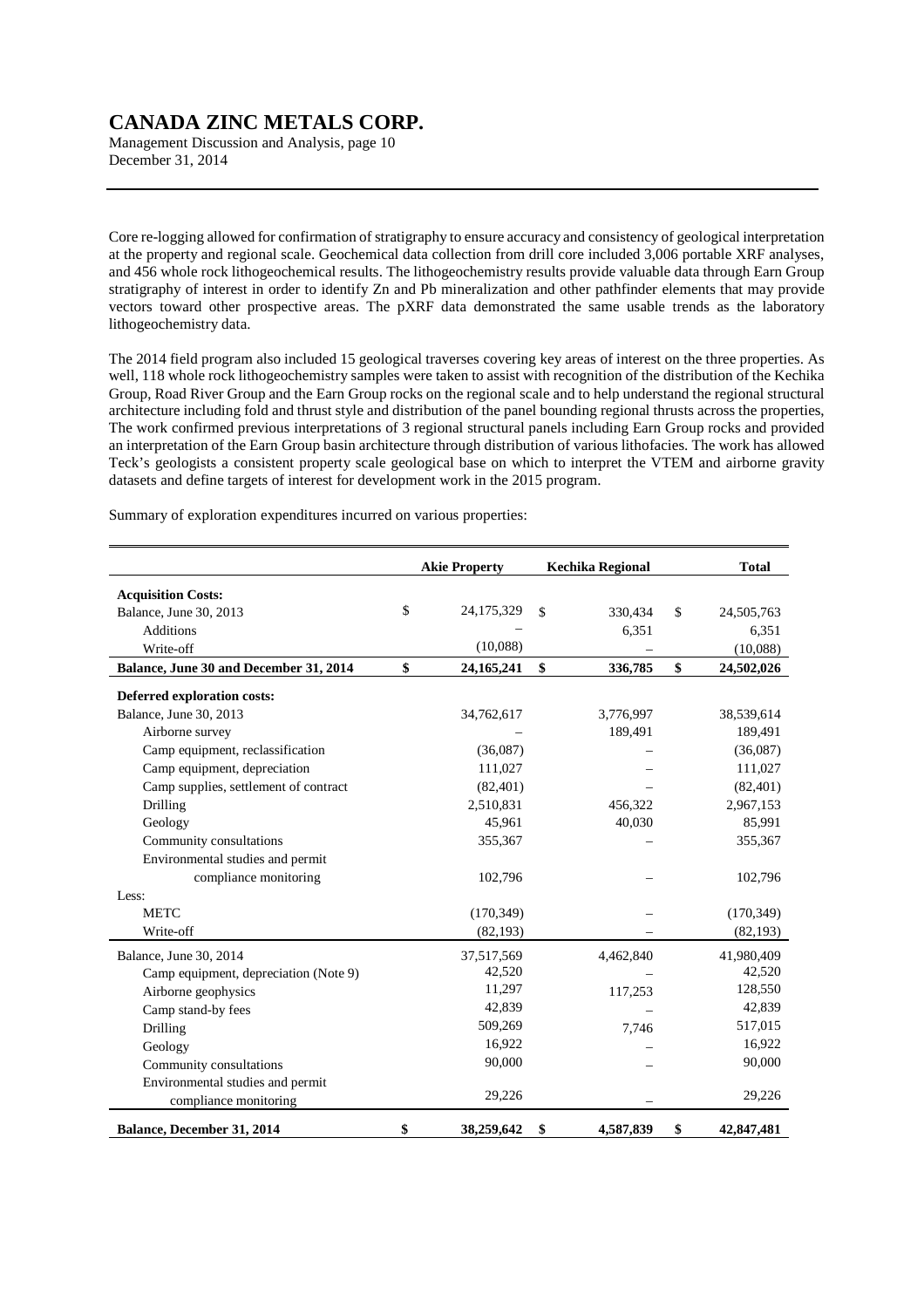Core re-logging allowed for confirmation of stratigraphy to ensure accuracy and consistency of geological interpretation at the property and regional scale. Geochemical data collection from drill core included 3,006 portable XRF analyses, and 456 whole rock lithogeochemical results. The lithogeochemistry results provide valuable data through Earn Group stratigraphy of interest in order to identify Zn and Pb mineralization and other pathfinder elements that may provide vectors toward other prospective areas. The pXRF data demonstrated the same usable trends as the laboratory lithogeochemistry data.

The 2014 field program also included 15 geological traverses covering key areas of interest on the three properties. As well, 118 whole rock lithogeochemistry samples were taken to assist with recognition of the distribution of the Kechika Group, Road River Group and the Earn Group rocks on the regional scale and to help understand the regional structural architecture including fold and thrust style and distribution of the panel bounding regional thrusts across the properties, The work confirmed previous interpretations of 3 regional structural panels including Earn Group rocks and provided an interpretation of the Earn Group basin architecture through distribution of various lithofacies. The work has allowed Teck's geologists a consistent property scale geological base on which to interpret the VTEM and airborne gravity datasets and define targets of interest for development work in the 2015 program.

Summary of exploration expenditures incurred on various properties:

| | Akie Property | Kechika Regional | Total |
|---|---|---|---|
| **Acquisition Costs:** | | | |
| Balance, June 30, 2013 | $ 24,175,329 | $ 330,434 | $ 24,505,763 |
| Additions | – | 6,351 | 6,351 |
| Write-off | (10,088) | – | (10,088) |
| **Balance, June 30 and December 31, 2014** | **$ 24,165,241** | **$ 336,785** | **$ 24,502,026** |
| **Deferred exploration costs:** | | | |
| Balance, June 30, 2013 | 34,762,617 | 3,776,997 | 38,539,614 |
| Airborne survey | – | 189,491 | 189,491 |
| Camp equipment, reclassification | (36,087) | – | (36,087) |
| Camp equipment, depreciation | 111,027 | – | 111,027 |
| Camp supplies, settlement of contract | (82,401) | – | (82,401) |
| Drilling | 2,510,831 | 456,322 | 2,967,153 |
| Geology | 45,961 | 40,030 | 85,991 |
| Community consultations | 355,367 | – | 355,367 |
| Environmental studies and permit compliance monitoring | 102,796 | – | 102,796 |
| Less: | | | |
| METC | (170,349) | – | (170,349) |
| Write-off | (82,193) | – | (82,193) |
| Balance, June 30, 2014 | 37,517,569 | 4,462,840 | 41,980,409 |
| Camp equipment, depreciation (Note 9) | 42,520 | – | 42,520 |
| Airborne geophysics | 11,297 | 117,253 | 128,550 |
| Camp stand-by fees | 42,839 | – | 42,839 |
| Drilling | 509,269 | 7,746 | 517,015 |
| Geology | 16,922 | – | 16,922 |
| Community consultations | 90,000 | – | 90,000 |
| Environmental studies and permit compliance monitoring | 29,226 | – | 29,226 |
| **Balance, December 31, 2014** | **$ 38,259,642** | **$ 4,587,839** | **$ 42,847,481** |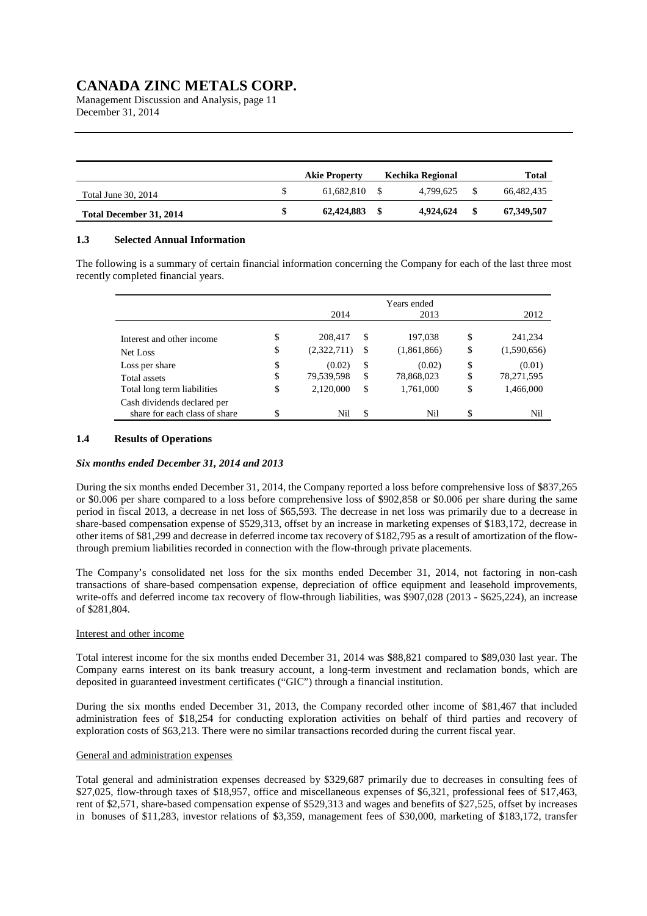|  | Akie Property | Kechika Regional | Total |
|---|---|---|---|
| Total June 30, 2014 | $ 61,682,810 | $ 4,799,625 | $ 66,482,435 |
| **Total December 31, 2014** | **$ 62,424,883** | **$ 4,924,624** | **$ 67,349,507** |

### 1.3 Selected Annual Information

The following is a summary of certain financial information concerning the Company for each of the last three most recently completed financial years.

|  | Years ended |  |  |
|---|---|---|---|
|  | 2014 | 2013 | 2012 |
| Interest and other income | $ 208,417 | $ 197,038 | $ 241,234 |
| Net Loss | $ (2,322,711) | $ (1,861,866) | $ (1,590,656) |
| Loss per share | $ (0.02) | $ (0.02) | $ (0.01) |
| Total assets | $ 79,539,598 | $ 78,868,023 | $ 78,271,595 |
| Total long term liabilities | $ 2,120,000 | $ 1,761,000 | $ 1,466,000 |
| Cash dividends declared per share for each class of share | $ Nil | $ Nil | $ Nil |

### 1.4 Results of Operations

***Six months ended December 31, 2014 and 2013***

During the six months ended December 31, 2014, the Company reported a loss before comprehensive loss of $837,265 or $0.006 per share compared to a loss before comprehensive loss of $902,858 or $0.006 per share during the same period in fiscal 2013, a decrease in net loss of $65,593. The decrease in net loss was primarily due to a decrease in share-based compensation expense of $529,313, offset by an increase in marketing expenses of $183,172, decrease in other items of $81,299 and decrease in deferred income tax recovery of $182,795 as a result of amortization of the flow-through premium liabilities recorded in connection with the flow-through private placements.

The Company's consolidated net loss for the six months ended December 31, 2014, not factoring in non-cash transactions of share-based compensation expense, depreciation of office equipment and leasehold improvements, write-offs and deferred income tax recovery of flow-through liabilities, was $907,028 (2013 - $625,224), an increase of $281,804.

Interest and other income

Total interest income for the six months ended December 31, 2014 was $88,821 compared to $89,030 last year. The Company earns interest on its bank treasury account, a long-term investment and reclamation bonds, which are deposited in guaranteed investment certificates ("GIC") through a financial institution.

During the six months ended December 31, 2013, the Company recorded other income of $81,467 that included administration fees of $18,254 for conducting exploration activities on behalf of third parties and recovery of exploration costs of $63,213. There were no similar transactions recorded during the current fiscal year.

General and administration expenses

Total general and administration expenses decreased by $329,687 primarily due to decreases in consulting fees of $27,025, flow-through taxes of $18,957, office and miscellaneous expenses of $6,321, professional fees of $17,463, rent of $2,571, share-based compensation expense of $529,313 and wages and benefits of $27,525, offset by increases in bonuses of $11,283, investor relations of $3,359, management fees of $30,000, marketing of $183,172, transfer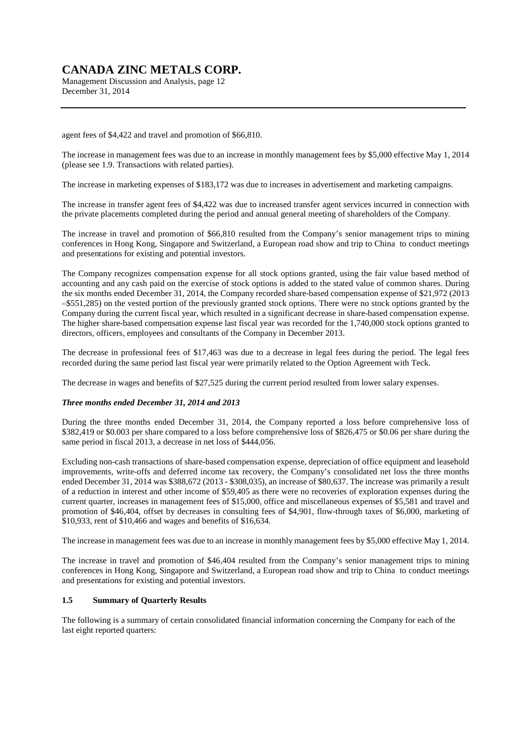agent fees of $4,422 and travel and promotion of $66,810.

The increase in management fees was due to an increase in monthly management fees by $5,000 effective May 1, 2014 (please see 1.9. Transactions with related parties).

The increase in marketing expenses of $183,172 was due to increases in advertisement and marketing campaigns.

The increase in transfer agent fees of $4,422 was due to increased transfer agent services incurred in connection with the private placements completed during the period and annual general meeting of shareholders of the Company.

The increase in travel and promotion of $66,810 resulted from the Company's senior management trips to mining conferences in Hong Kong, Singapore and Switzerland, a European road show and trip to China to conduct meetings and presentations for existing and potential investors.

The Company recognizes compensation expense for all stock options granted, using the fair value based method of accounting and any cash paid on the exercise of stock options is added to the stated value of common shares. During the six months ended December 31, 2014, the Company recorded share-based compensation expense of $21,972 (2013 –$551,285) on the vested portion of the previously granted stock options. There were no stock options granted by the Company during the current fiscal year, which resulted in a significant decrease in share-based compensation expense. The higher share-based compensation expense last fiscal year was recorded for the 1,740,000 stock options granted to directors, officers, employees and consultants of the Company in December 2013.

The decrease in professional fees of $17,463 was due to a decrease in legal fees during the period. The legal fees recorded during the same period last fiscal year were primarily related to the Option Agreement with Teck.

The decrease in wages and benefits of $27,525 during the current period resulted from lower salary expenses.

***Three months ended December 31, 2014 and 2013***

During the three months ended December 31, 2014, the Company reported a loss before comprehensive loss of $382,419 or $0.003 per share compared to a loss before comprehensive loss of $826,475 or $0.06 per share during the same period in fiscal 2013, a decrease in net loss of $444,056.

Excluding non-cash transactions of share-based compensation expense, depreciation of office equipment and leasehold improvements, write-offs and deferred income tax recovery, the Company's consolidated net loss the three months ended December 31, 2014 was $388,672 (2013 - $308,035), an increase of $80,637. The increase was primarily a result of a reduction in interest and other income of $59,405 as there were no recoveries of exploration expenses during the current quarter, increases in management fees of $15,000, office and miscellaneous expenses of $5,581 and travel and promotion of $46,404, offset by decreases in consulting fees of $4,901, flow-through taxes of $6,000, marketing of $10,933, rent of $10,466 and wages and benefits of $16,634.

The increase in management fees was due to an increase in monthly management fees by $5,000 effective May 1, 2014.

The increase in travel and promotion of $46,404 resulted from the Company's senior management trips to mining conferences in Hong Kong, Singapore and Switzerland, a European road show and trip to China to conduct meetings and presentations for existing and potential investors.

### 1.5 Summary of Quarterly Results

The following is a summary of certain consolidated financial information concerning the Company for each of the last eight reported quarters: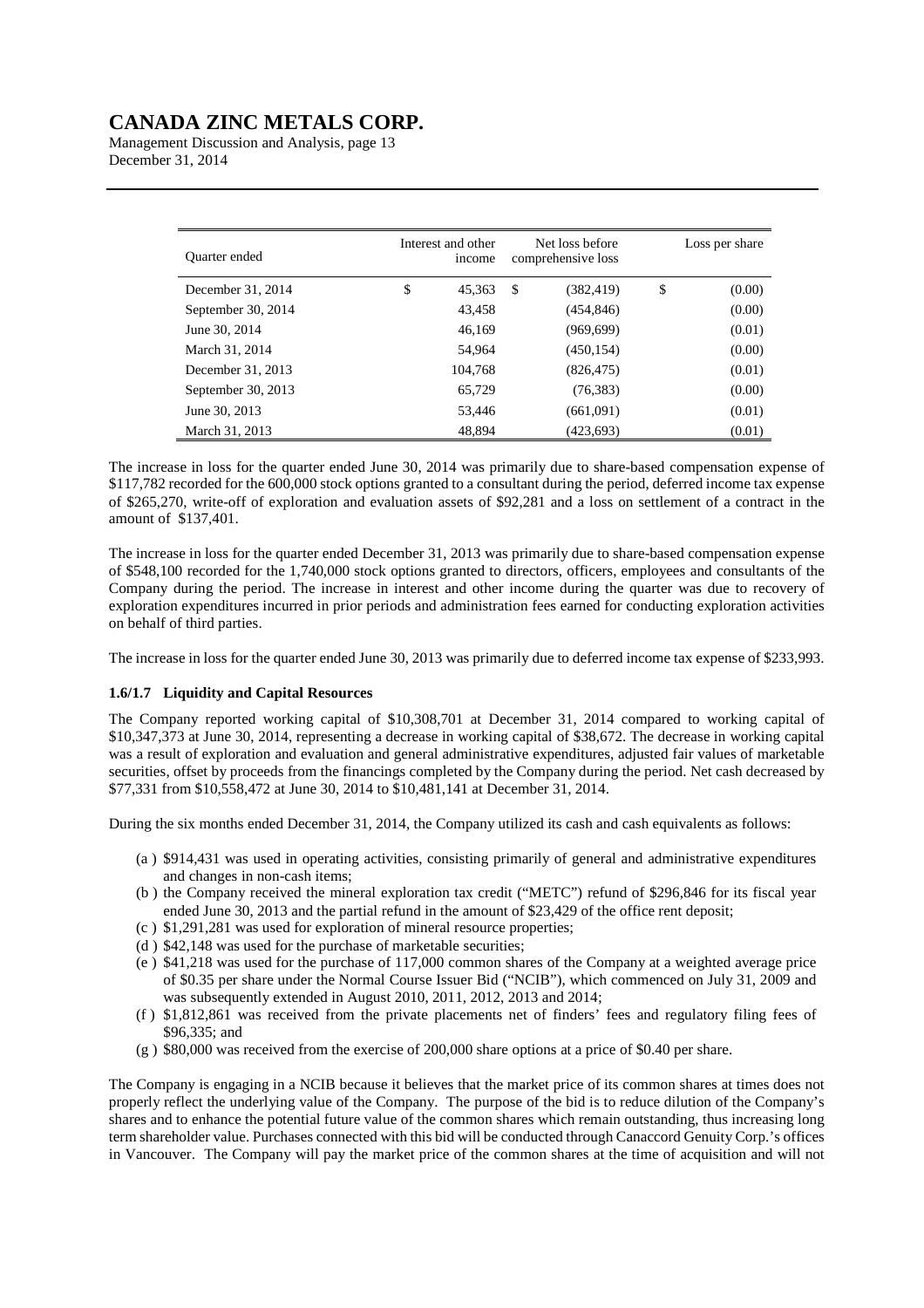| Quarter ended | Interest and other income | Net loss before comprehensive loss | Loss per share |
|---|---|---|---|
| December 31, 2014 | $ 45,363 | $ (382,419) | $ (0.00) |
| September 30, 2014 | 43,458 | (454,846) | (0.00) |
| June 30, 2014 | 46,169 | (969,699) | (0.01) |
| March 31, 2014 | 54,964 | (450,154) | (0.00) |
| December 31, 2013 | 104,768 | (826,475) | (0.01) |
| September 30, 2013 | 65,729 | (76,383) | (0.00) |
| June 30, 2013 | 53,446 | (661,091) | (0.01) |
| March 31, 2013 | 48,894 | (423,693) | (0.01) |

The increase in loss for the quarter ended June 30, 2014 was primarily due to share-based compensation expense of $117,782 recorded for the 600,000 stock options granted to a consultant during the period, deferred income tax expense of $265,270, write-off of exploration and evaluation assets of $92,281 and a loss on settlement of a contract in the amount of $137,401.

The increase in loss for the quarter ended December 31, 2013 was primarily due to share-based compensation expense of $548,100 recorded for the 1,740,000 stock options granted to directors, officers, employees and consultants of the Company during the period. The increase in interest and other income during the quarter was due to recovery of exploration expenditures incurred in prior periods and administration fees earned for conducting exploration activities on behalf of third parties.

The increase in loss for the quarter ended June 30, 2013 was primarily due to deferred income tax expense of $233,993.

### 1.6/1.7 Liquidity and Capital Resources

The Company reported working capital of $10,308,701 at December 31, 2014 compared to working capital of $10,347,373 at June 30, 2014, representing a decrease in working capital of $38,672. The decrease in working capital was a result of exploration and evaluation and general administrative expenditures, adjusted fair values of marketable securities, offset by proceeds from the financings completed by the Company during the period. Net cash decreased by $77,331 from $10,558,472 at June 30, 2014 to $10,481,141 at December 31, 2014.

During the six months ended December 31, 2014, the Company utilized its cash and cash equivalents as follows:

(a) $914,431 was used in operating activities, consisting primarily of general and administrative expenditures and changes in non-cash items;
(b) the Company received the mineral exploration tax credit ("METC") refund of $296,846 for its fiscal year ended June 30, 2013 and the partial refund in the amount of $23,429 of the office rent deposit;
(c) $1,291,281 was used for exploration of mineral resource properties;
(d) $42,148 was used for the purchase of marketable securities;
(e) $41,218 was used for the purchase of 117,000 common shares of the Company at a weighted average price of $0.35 per share under the Normal Course Issuer Bid ("NCIB"), which commenced on July 31, 2009 and was subsequently extended in August 2010, 2011, 2012, 2013 and 2014;
(f) $1,812,861 was received from the private placements net of finders' fees and regulatory filing fees of $96,335; and
(g) $80,000 was received from the exercise of 200,000 share options at a price of $0.40 per share.

The Company is engaging in a NCIB because it believes that the market price of its common shares at times does not properly reflect the underlying value of the Company. The purpose of the bid is to reduce dilution of the Company's shares and to enhance the potential future value of the common shares which remain outstanding, thus increasing long term shareholder value. Purchases connected with this bid will be conducted through Canaccord Genuity Corp.'s offices in Vancouver. The Company will pay the market price of the common shares at the time of acquisition and will not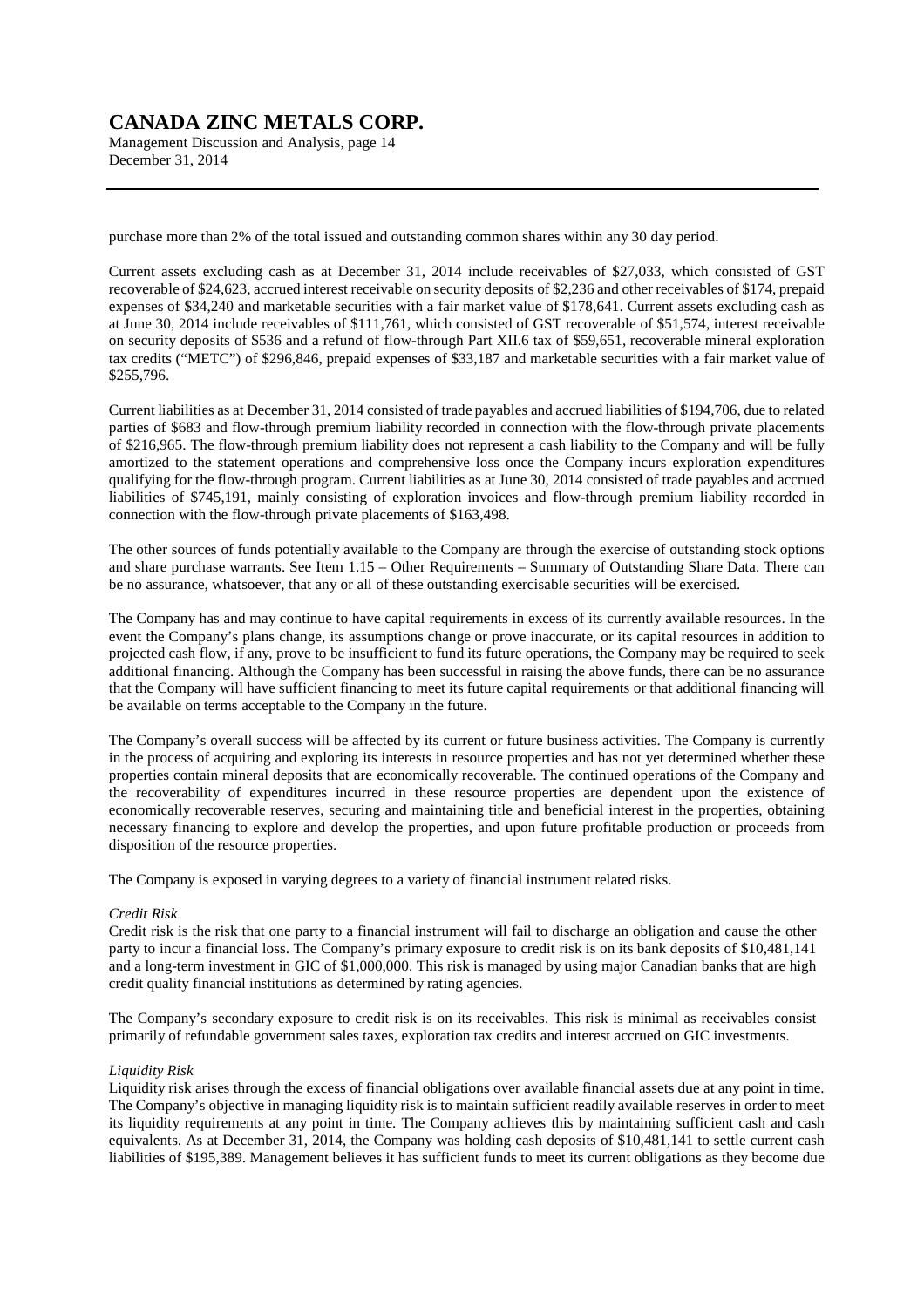purchase more than 2% of the total issued and outstanding common shares within any 30 day period.

Current assets excluding cash as at December 31, 2014 include receivables of $27,033, which consisted of GST recoverable of $24,623, accrued interest receivable on security deposits of $2,236 and other receivables of $174, prepaid expenses of $34,240 and marketable securities with a fair market value of $178,641. Current assets excluding cash as at June 30, 2014 include receivables of $111,761, which consisted of GST recoverable of $51,574, interest receivable on security deposits of $536 and a refund of flow-through Part XII.6 tax of $59,651, recoverable mineral exploration tax credits ("METC") of $296,846, prepaid expenses of $33,187 and marketable securities with a fair market value of $255,796.

Current liabilities as at December 31, 2014 consisted of trade payables and accrued liabilities of $194,706, due to related parties of $683 and flow-through premium liability recorded in connection with the flow-through private placements of $216,965. The flow-through premium liability does not represent a cash liability to the Company and will be fully amortized to the statement operations and comprehensive loss once the Company incurs exploration expenditures qualifying for the flow-through program. Current liabilities as at June 30, 2014 consisted of trade payables and accrued liabilities of $745,191, mainly consisting of exploration invoices and flow-through premium liability recorded in connection with the flow-through private placements of $163,498.

The other sources of funds potentially available to the Company are through the exercise of outstanding stock options and share purchase warrants. See Item 1.15 – Other Requirements – Summary of Outstanding Share Data. There can be no assurance, whatsoever, that any or all of these outstanding exercisable securities will be exercised.

The Company has and may continue to have capital requirements in excess of its currently available resources. In the event the Company's plans change, its assumptions change or prove inaccurate, or its capital resources in addition to projected cash flow, if any, prove to be insufficient to fund its future operations, the Company may be required to seek additional financing. Although the Company has been successful in raising the above funds, there can be no assurance that the Company will have sufficient financing to meet its future capital requirements or that additional financing will be available on terms acceptable to the Company in the future.

The Company's overall success will be affected by its current or future business activities. The Company is currently in the process of acquiring and exploring its interests in resource properties and has not yet determined whether these properties contain mineral deposits that are economically recoverable. The continued operations of the Company and the recoverability of expenditures incurred in these resource properties are dependent upon the existence of economically recoverable reserves, securing and maintaining title and beneficial interest in the properties, obtaining necessary financing to explore and develop the properties, and upon future profitable production or proceeds from disposition of the resource properties.

The Company is exposed in varying degrees to a variety of financial instrument related risks.

*Credit Risk*
Credit risk is the risk that one party to a financial instrument will fail to discharge an obligation and cause the other party to incur a financial loss. The Company's primary exposure to credit risk is on its bank deposits of $10,481,141 and a long-term investment in GIC of $1,000,000. This risk is managed by using major Canadian banks that are high credit quality financial institutions as determined by rating agencies.

The Company's secondary exposure to credit risk is on its receivables. This risk is minimal as receivables consist primarily of refundable government sales taxes, exploration tax credits and interest accrued on GIC investments.

*Liquidity Risk*
Liquidity risk arises through the excess of financial obligations over available financial assets due at any point in time. The Company's objective in managing liquidity risk is to maintain sufficient readily available reserves in order to meet its liquidity requirements at any point in time. The Company achieves this by maintaining sufficient cash and cash equivalents. As at December 31, 2014, the Company was holding cash deposits of $10,481,141 to settle current cash liabilities of $195,389. Management believes it has sufficient funds to meet its current obligations as they become due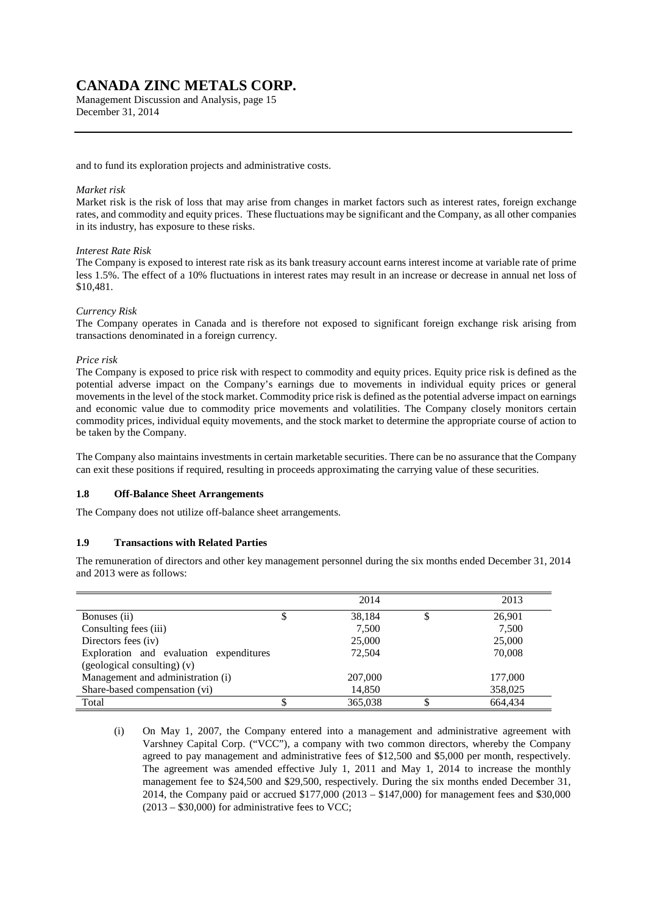and to fund its exploration projects and administrative costs.

*Market risk*
Market risk is the risk of loss that may arise from changes in market factors such as interest rates, foreign exchange rates, and commodity and equity prices. These fluctuations may be significant and the Company, as all other companies in its industry, has exposure to these risks.

*Interest Rate Risk*
The Company is exposed to interest rate risk as its bank treasury account earns interest income at variable rate of prime less 1.5%. The effect of a 10% fluctuations in interest rates may result in an increase or decrease in annual net loss of $10,481.

*Currency Risk*
The Company operates in Canada and is therefore not exposed to significant foreign exchange risk arising from transactions denominated in a foreign currency.

*Price risk*
The Company is exposed to price risk with respect to commodity and equity prices. Equity price risk is defined as the potential adverse impact on the Company's earnings due to movements in individual equity prices or general movements in the level of the stock market. Commodity price risk is defined as the potential adverse impact on earnings and economic value due to commodity price movements and volatilities. The Company closely monitors certain commodity prices, individual equity movements, and the stock market to determine the appropriate course of action to be taken by the Company.

The Company also maintains investments in certain marketable securities. There can be no assurance that the Company can exit these positions if required, resulting in proceeds approximating the carrying value of these securities.

### 1.8 Off-Balance Sheet Arrangements

The Company does not utilize off-balance sheet arrangements.

### 1.9 Transactions with Related Parties

The remuneration of directors and other key management personnel during the six months ended December 31, 2014 and 2013 were as follows:

| | | 2014 | | 2013 |
|---|---|---|---|---|
| Bonuses (ii) | $ | 38,184 | $ | 26,901 |
| Consulting fees (iii) | | 7,500 | | 7,500 |
| Directors fees (iv) | | 25,000 | | 25,000 |
| Exploration and evaluation expenditures (geological consulting) (v) | | 72,504 | | 70,008 |
| Management and administration (i) | | 207,000 | | 177,000 |
| Share-based compensation (vi) | | 14,850 | | 358,025 |
| Total | $ | 365,038 | $ | 664,434 |

(i) On May 1, 2007, the Company entered into a management and administrative agreement with Varshney Capital Corp. ("VCC"), a company with two common directors, whereby the Company agreed to pay management and administrative fees of $12,500 and $5,000 per month, respectively. The agreement was amended effective July 1, 2011 and May 1, 2014 to increase the monthly management fee to $24,500 and $29,500, respectively. During the six months ended December 31, 2014, the Company paid or accrued $177,000 (2013 – $147,000) for management fees and $30,000 (2013 – $30,000) for administrative fees to VCC;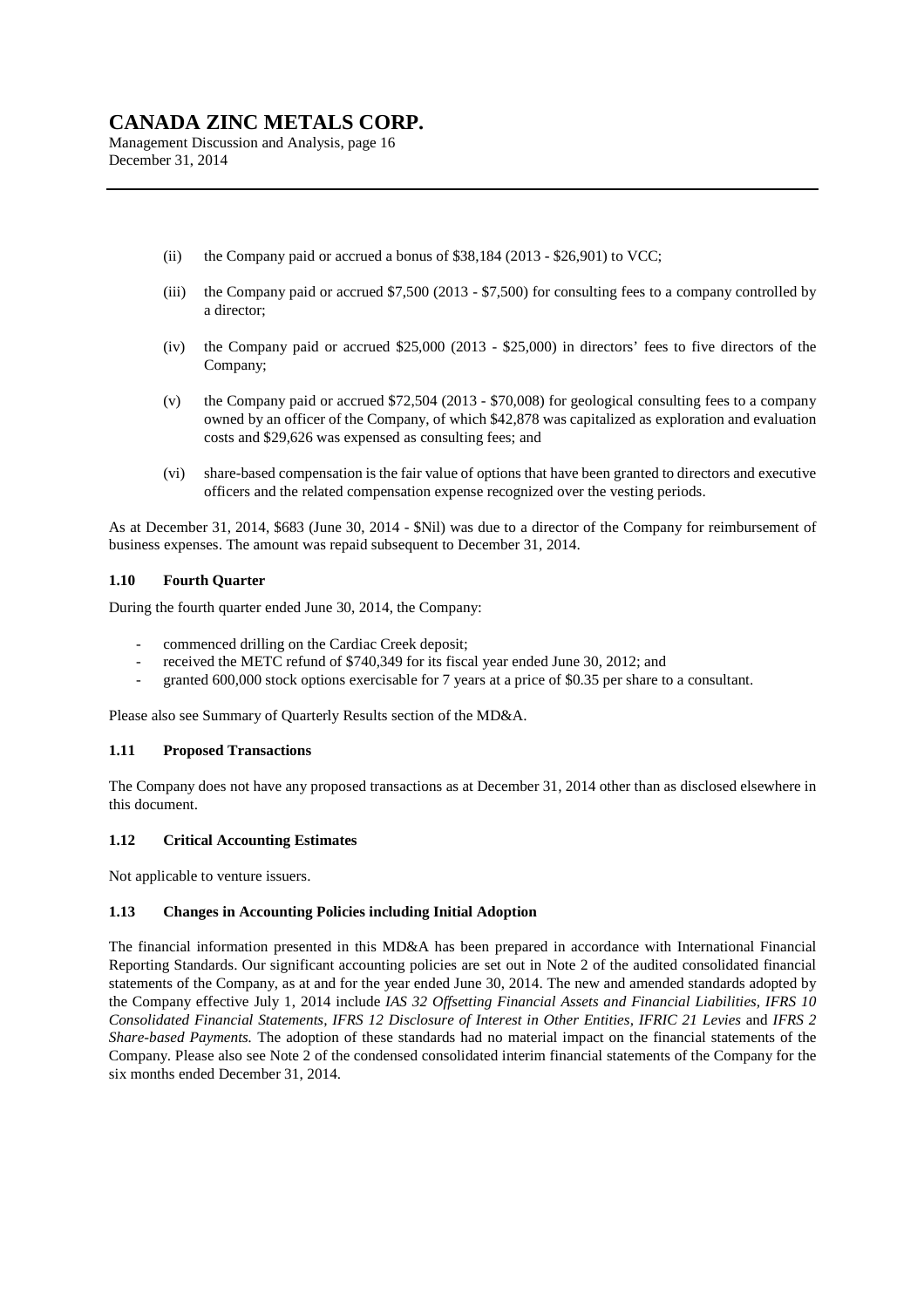(ii) the Company paid or accrued a bonus of $38,184 (2013 - $26,901) to VCC;

(iii) the Company paid or accrued $7,500 (2013 - $7,500) for consulting fees to a company controlled by a director;

(iv) the Company paid or accrued $25,000 (2013 - $25,000) in directors' fees to five directors of the Company;

(v) the Company paid or accrued $72,504 (2013 - $70,008) for geological consulting fees to a company owned by an officer of the Company, of which $42,878 was capitalized as exploration and evaluation costs and $29,626 was expensed as consulting fees; and

(vi) share-based compensation is the fair value of options that have been granted to directors and executive officers and the related compensation expense recognized over the vesting periods.

As at December 31, 2014, $683 (June 30, 2014 - $Nil) was due to a director of the Company for reimbursement of business expenses. The amount was repaid subsequent to December 31, 2014.

### 1.10 Fourth Quarter

During the fourth quarter ended June 30, 2014, the Company:

- commenced drilling on the Cardiac Creek deposit;
- received the METC refund of $740,349 for its fiscal year ended June 30, 2012; and
- granted 600,000 stock options exercisable for 7 years at a price of $0.35 per share to a consultant.

Please also see Summary of Quarterly Results section of the MD&A.

### 1.11 Proposed Transactions

The Company does not have any proposed transactions as at December 31, 2014 other than as disclosed elsewhere in this document.

### 1.12 Critical Accounting Estimates

Not applicable to venture issuers.

### 1.13 Changes in Accounting Policies including Initial Adoption

The financial information presented in this MD&A has been prepared in accordance with International Financial Reporting Standards. Our significant accounting policies are set out in Note 2 of the audited consolidated financial statements of the Company, as at and for the year ended June 30, 2014. The new and amended standards adopted by the Company effective July 1, 2014 include *IAS 32 Offsetting Financial Assets and Financial Liabilities, IFRS 10 Consolidated Financial Statements, IFRS 12 Disclosure of Interest in Other Entities, IFRIC 21 Levies* and *IFRS 2 Share-based Payments.* The adoption of these standards had no material impact on the financial statements of the Company. Please also see Note 2 of the condensed consolidated interim financial statements of the Company for the six months ended December 31, 2014.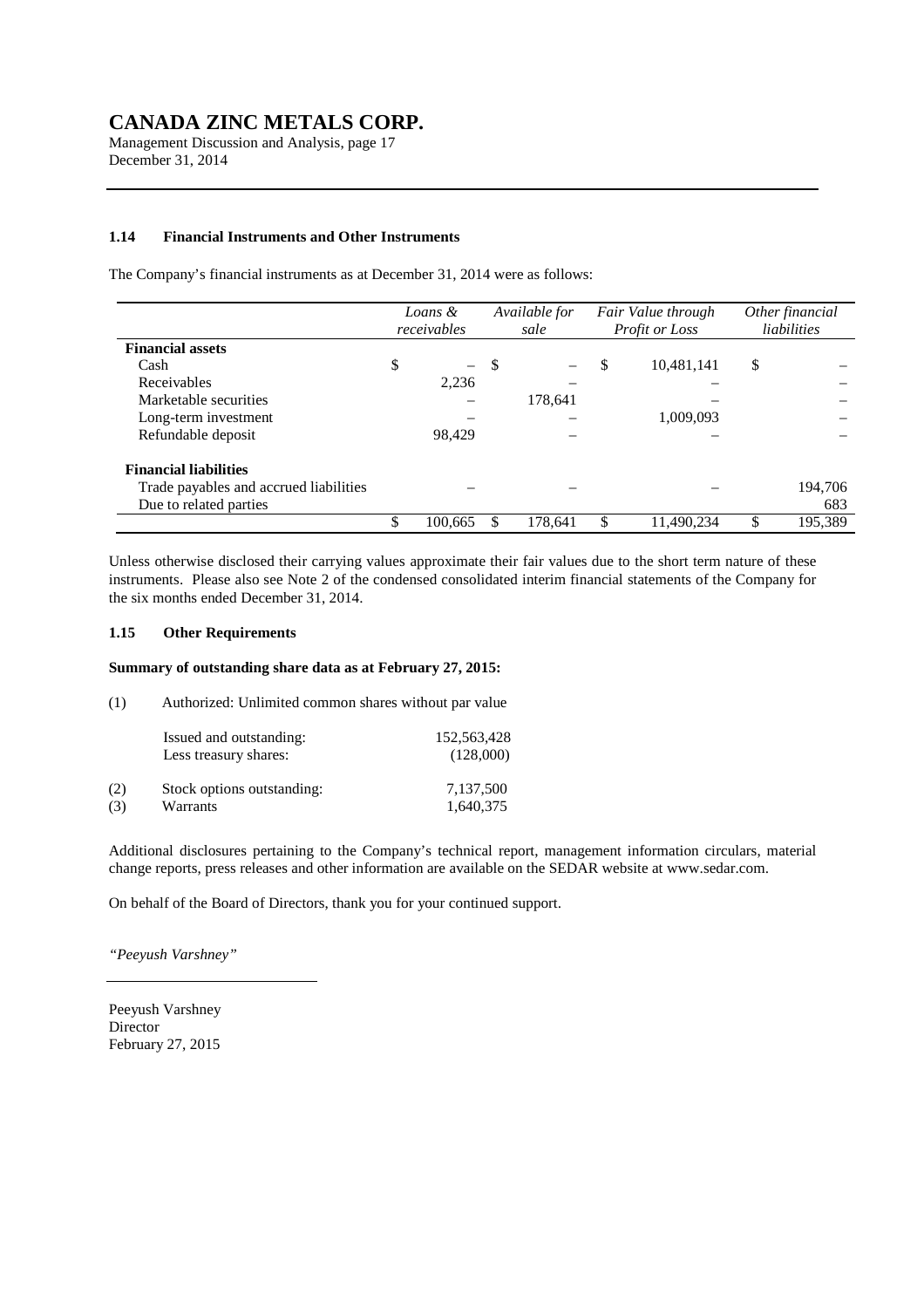#### 1.14 Financial Instruments and Other Instruments

The Company's financial instruments as at December 31, 2014 were as follows:

| | *Loans & receivables* | *Available for sale* | *Fair Value through Profit or Loss* | *Other financial liabilities* |
|---|---|---|---|---|
| **Financial assets** | | | | |
| Cash | $ – | $ – | $ 10,481,141 | $ – |
| Receivables | 2,236 | – | – | – |
| Marketable securities | – | 178,641 | – | – |
| Long-term investment | – | – | 1,009,093 | – |
| Refundable deposit | 98,429 | – | – | – |
| **Financial liabilities** | | | | |
| Trade payables and accrued liabilities | – | – | – | 194,706 |
| Due to related parties | | | | 683 |
| | $ 100,665 | $ 178,641 | $ 11,490,234 | $ 195,389 |

Unless otherwise disclosed their carrying values approximate their fair values due to the short term nature of these instruments. Please also see Note 2 of the condensed consolidated interim financial statements of the Company for the six months ended December 31, 2014.

#### 1.15 Other Requirements

**Summary of outstanding share data as at February 27, 2015:**

(1) Authorized: Unlimited common shares without par value

| | |
|---|---|
| Issued and outstanding: | 152,563,428 |
| Less treasury shares: | (128,000) |

| | | |
|---|---|---|
| (2) | Stock options outstanding: | 7,137,500 |
| (3) | Warrants | 1,640,375 |

Additional disclosures pertaining to the Company's technical report, management information circulars, material change reports, press releases and other information are available on the SEDAR website at www.sedar.com.

On behalf of the Board of Directors, thank you for your continued support.

*"Peeyush Varshney"*

Peeyush Varshney
Director
February 27, 2015